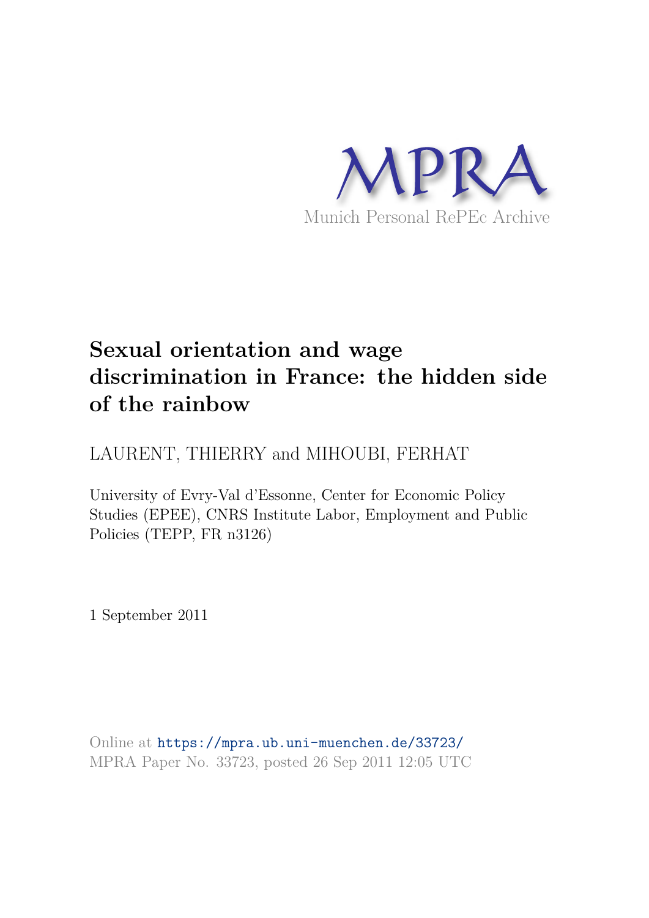MPRA

Munich Personal RePEc Archive

# Sexual orientation and wage discrimination in France: the hidden side of the rainbow

LAURENT, THIERRY and MIHOUBI, FERHAT

University of Evry-Val d'Essonne, Center for Economic Policy Studies (EPEE), CNRS Institute Labor, Employment and Public Policies (TEPP, FR n3126)

1 September 2011

Online at https://mpra.ub.uni-muenchen.de/33723/
MPRA Paper No. 33723, posted 26 Sep 2011 12:05 UTC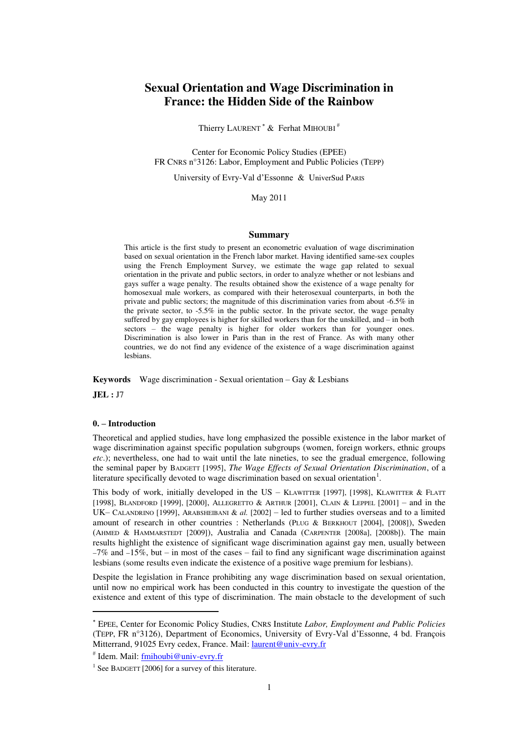# Sexual Orientation and Wage Discrimination in France: the Hidden Side of the Rainbow

Thierry LAURENT [*] & Ferhat MIHOUBI [#]

Center for Economic Policy Studies (EPEE)
FR CNRS n°3126: Labor, Employment and Public Policies (TEPP)

University of Evry-Val d'Essonne & UniverSud PARIS

May 2011

## Summary

This article is the first study to present an econometric evaluation of wage discrimination based on sexual orientation in the French labor market. Having identified same-sex couples using the French Employment Survey, we estimate the wage gap related to sexual orientation in the private and public sectors, in order to analyze whether or not lesbians and gays suffer a wage penalty. The results obtained show the existence of a wage penalty for homosexual male workers, as compared with their heterosexual counterparts, in both the private and public sectors; the magnitude of this discrimination varies from about -6.5% in the private sector, to -5.5% in the public sector. In the private sector, the wage penalty suffered by gay employees is higher for skilled workers than for the unskilled, and – in both sectors – the wage penalty is higher for older workers than for younger ones. Discrimination is also lower in Paris than in the rest of France. As with many other countries, we do not find any evidence of the existence of a wage discrimination against lesbians.

**Keywords** Wage discrimination - Sexual orientation – Gay & Lesbians

**JEL :** J7

### 0. – Introduction

Theoretical and applied studies, have long emphasized the possible existence in the labor market of wage discrimination against specific population subgroups (women, foreign workers, ethnic groups *etc*.); nevertheless, one had to wait until the late nineties, to see the gradual emergence, following the seminal paper by BADGETT [1995], *The Wage Effects of Sexual Orientation Discrimination*, of a literature specifically devoted to wage discrimination based on sexual orientation[1].

This body of work, initially developed in the US – KLAWITTER [1997], [1998], KLAWITTER & FLATT [1998], BLANDFORD [1999], [2000], ALLEGRETTO & ARTHUR [2001], CLAIN & LEPPEL [2001] – and in the UK– CALANDRINO [1999], ARABSHEIBANI & *al.* [2002] – led to further studies overseas and to a limited amount of research in other countries : Netherlands (PLUG & BERKHOUT [2004], [2008]), Sweden (AHMED & HAMMARSTEDT [2009]), Australia and Canada (CARPENTER [2008a], [2008b]). The main results highlight the existence of significant wage discrimination against gay men, usually between –7% and –15%, but – in most of the cases – fail to find any significant wage discrimination against lesbians (some results even indicate the existence of a positive wage premium for lesbians).

Despite the legislation in France prohibiting any wage discrimination based on sexual orientation, until now no empirical work has been conducted in this country to investigate the question of the existence and extent of this type of discrimination. The main obstacle to the development of such

---

[*] EPEE, Center for Economic Policy Studies, CNRS Institute *Labor, Employment and Public Policies* (TEPP, FR n°3126), Department of Economics, University of Evry-Val d'Essonne, 4 bd. François Mitterrand, 91025 Evry cedex, France. Mail: laurent@univ-evry.fr

[#] Idem. Mail: fmihoubi@univ-evry.fr

[1] See BADGETT [2006] for a survey of this literature.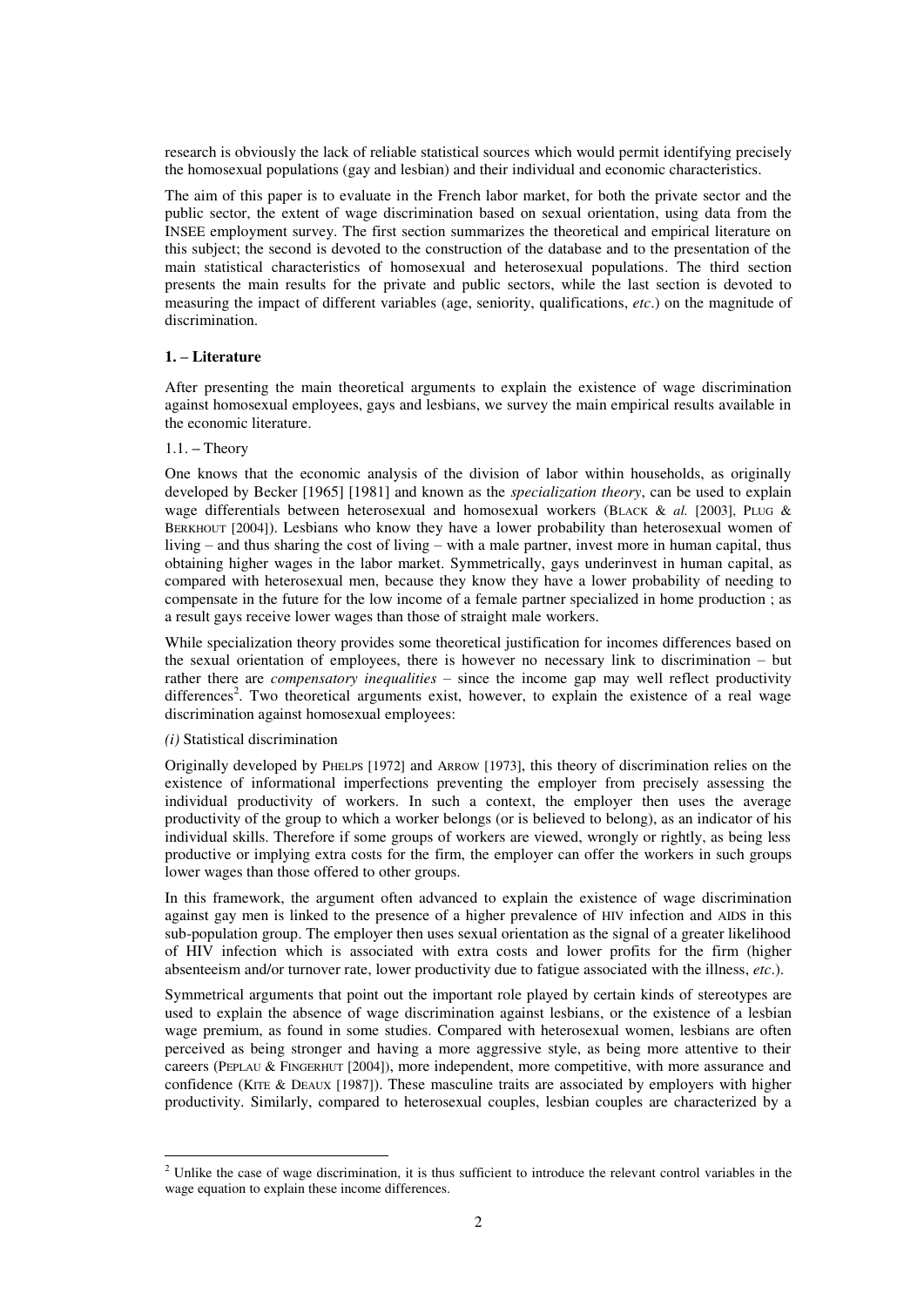research is obviously the lack of reliable statistical sources which would permit identifying precisely the homosexual populations (gay and lesbian) and their individual and economic characteristics.

The aim of this paper is to evaluate in the French labor market, for both the private sector and the public sector, the extent of wage discrimination based on sexual orientation, using data from the INSEE employment survey. The first section summarizes the theoretical and empirical literature on this subject; the second is devoted to the construction of the database and to the presentation of the main statistical characteristics of homosexual and heterosexual populations. The third section presents the main results for the private and public sectors, while the last section is devoted to measuring the impact of different variables (age, seniority, qualifications, *etc*.) on the magnitude of discrimination.

## 1. – Literature

After presenting the main theoretical arguments to explain the existence of wage discrimination against homosexual employees, gays and lesbians, we survey the main empirical results available in the economic literature.

### 1.1. – Theory

One knows that the economic analysis of the division of labor within households, as originally developed by Becker [1965] [1981] and known as the *specialization theory*, can be used to explain wage differentials between heterosexual and homosexual workers (BLACK & *al.* [2003], PLUG & BERKHOUT [2004]). Lesbians who know they have a lower probability than heterosexual women of living – and thus sharing the cost of living – with a male partner, invest more in human capital, thus obtaining higher wages in the labor market. Symmetrically, gays underinvest in human capital, as compared with heterosexual men, because they know they have a lower probability of needing to compensate in the future for the low income of a female partner specialized in home production ; as a result gays receive lower wages than those of straight male workers.

While specialization theory provides some theoretical justification for incomes differences based on the sexual orientation of employees, there is however no necessary link to discrimination – but rather there are *compensatory inequalities* – since the income gap may well reflect productivity differences[2]. Two theoretical arguments exist, however, to explain the existence of a real wage discrimination against homosexual employees:

*(i)* Statistical discrimination

Originally developed by PHELPS [1972] and ARROW [1973], this theory of discrimination relies on the existence of informational imperfections preventing the employer from precisely assessing the individual productivity of workers. In such a context, the employer then uses the average productivity of the group to which a worker belongs (or is believed to belong), as an indicator of his individual skills. Therefore if some groups of workers are viewed, wrongly or rightly, as being less productive or implying extra costs for the firm, the employer can offer the workers in such groups lower wages than those offered to other groups.

In this framework, the argument often advanced to explain the existence of wage discrimination against gay men is linked to the presence of a higher prevalence of HIV infection and AIDS in this sub-population group. The employer then uses sexual orientation as the signal of a greater likelihood of HIV infection which is associated with extra costs and lower profits for the firm (higher absenteeism and/or turnover rate, lower productivity due to fatigue associated with the illness, *etc*.).

Symmetrical arguments that point out the important role played by certain kinds of stereotypes are used to explain the absence of wage discrimination against lesbians, or the existence of a lesbian wage premium, as found in some studies. Compared with heterosexual women, lesbians are often perceived as being stronger and having a more aggressive style, as being more attentive to their careers (PEPLAU & FINGERHUT [2004]), more independent, more competitive, with more assurance and confidence (KITE & DEAUX [1987]). These masculine traits are associated by employers with higher productivity. Similarly, compared to heterosexual couples, lesbian couples are characterized by a

[2] Unlike the case of wage discrimination, it is thus sufficient to introduce the relevant control variables in the wage equation to explain these income differences.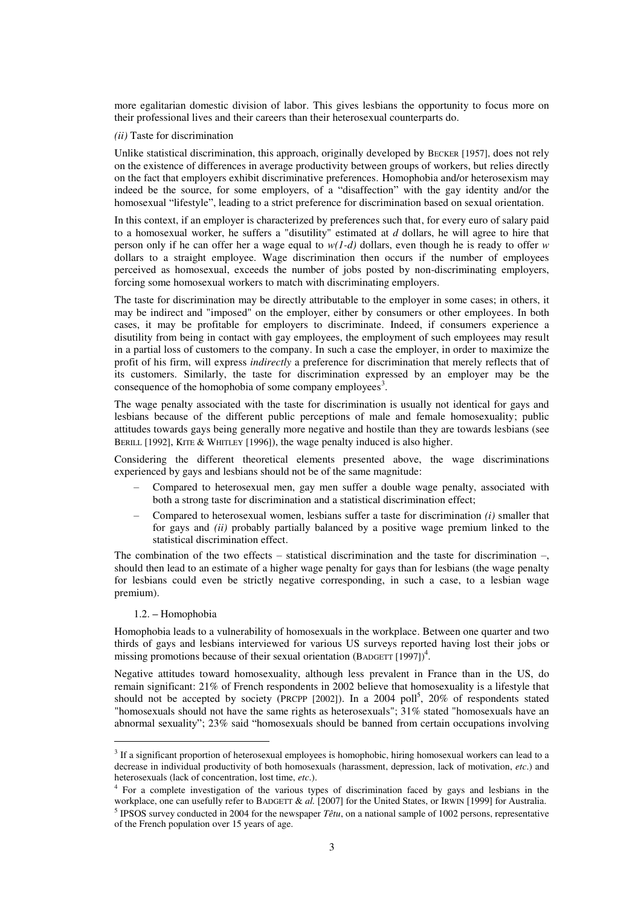more egalitarian domestic division of labor. This gives lesbians the opportunity to focus more on their professional lives and their careers than their heterosexual counterparts do.

*(ii)* Taste for discrimination

Unlike statistical discrimination, this approach, originally developed by BECKER [1957], does not rely on the existence of differences in average productivity between groups of workers, but relies directly on the fact that employers exhibit discriminative preferences. Homophobia and/or heterosexism may indeed be the source, for some employers, of a "disaffection" with the gay identity and/or the homosexual "lifestyle", leading to a strict preference for discrimination based on sexual orientation.

In this context, if an employer is characterized by preferences such that, for every euro of salary paid to a homosexual worker, he suffers a "disutility" estimated at $d$ dollars, he will agree to hire that person only if he can offer her a wage equal to $w(1-d)$ dollars, even though he is ready to offer $w$ dollars to a straight employee. Wage discrimination then occurs if the number of employees perceived as homosexual, exceeds the number of jobs posted by non-discriminating employers, forcing some homosexual workers to match with discriminating employers.

The taste for discrimination may be directly attributable to the employer in some cases; in others, it may be indirect and "imposed" on the employer, either by consumers or other employees. In both cases, it may be profitable for employers to discriminate. Indeed, if consumers experience a disutility from being in contact with gay employees, the employment of such employees may result in a partial loss of customers to the company. In such a case the employer, in order to maximize the profit of his firm, will express *indirectly* a preference for discrimination that merely reflects that of its customers. Similarly, the taste for discrimination expressed by an employer may be the consequence of the homophobia of some company employees[3].

The wage penalty associated with the taste for discrimination is usually not identical for gays and lesbians because of the different public perceptions of male and female homosexuality; public attitudes towards gays being generally more negative and hostile than they are towards lesbians (see BERILL [1992], KITE & WHITLEY [1996]), the wage penalty induced is also higher.

Considering the different theoretical elements presented above, the wage discriminations experienced by gays and lesbians should not be of the same magnitude:

- Compared to heterosexual men, gay men suffer a double wage penalty, associated with both a strong taste for discrimination and a statistical discrimination effect;
- Compared to heterosexual women, lesbians suffer a taste for discrimination *(i)* smaller that for gays and *(ii)* probably partially balanced by a positive wage premium linked to the statistical discrimination effect.

The combination of the two effects – statistical discrimination and the taste for discrimination –, should then lead to an estimate of a higher wage penalty for gays than for lesbians (the wage penalty for lesbians could even be strictly negative corresponding, in such a case, to a lesbian wage premium).

### 1.2. – Homophobia

Homophobia leads to a vulnerability of homosexuals in the workplace. Between one quarter and two thirds of gays and lesbians interviewed for various US surveys reported having lost their jobs or missing promotions because of their sexual orientation (BADGETT [1997])[4].

Negative attitudes toward homosexuality, although less prevalent in France than in the US, do remain significant: 21% of French respondents in 2002 believe that homosexuality is a lifestyle that should not be accepted by society (PRCPP [2002]). In a 2004 poll[5], 20% of respondents stated "homosexuals should not have the same rights as heterosexuals"; 31% stated "homosexuals have an abnormal sexuality"; 23% said "homosexuals should be banned from certain occupations involving

---

[3] If a significant proportion of heterosexual employees is homophobic, hiring homosexual workers can lead to a decrease in individual productivity of both homosexuals (harassment, depression, lack of motivation, *etc*.) and heterosexuals (lack of concentration, lost time, *etc*.).

[4] For a complete investigation of the various types of discrimination faced by gays and lesbians in the workplace, one can usefully refer to BADGETT & *al.* [2007] for the United States, or IRWIN [1999] for Australia.

[5] IPSOS survey conducted in 2004 for the newspaper *Têtu*, on a national sample of 1002 persons, representative of the French population over 15 years of age.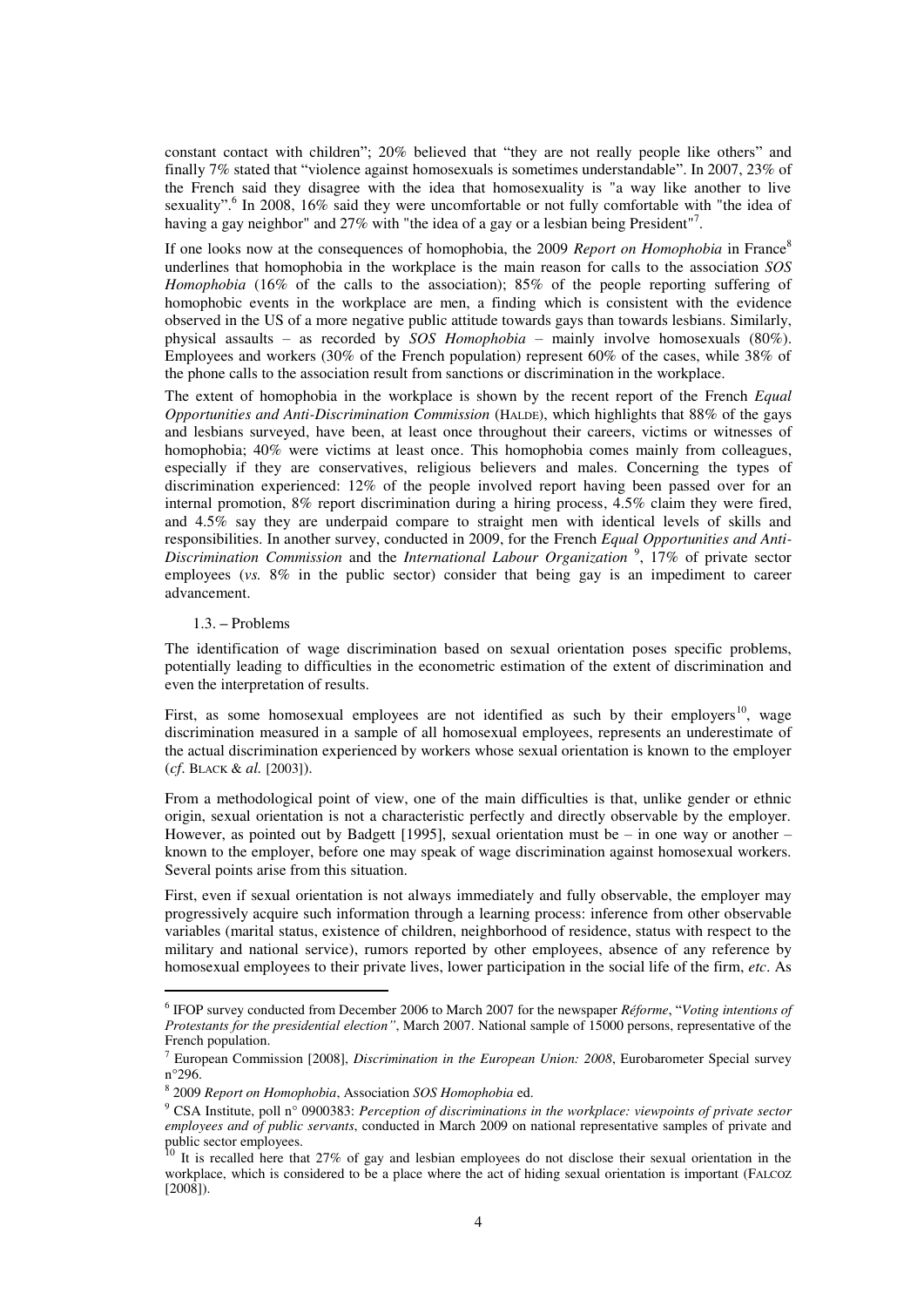constant contact with children"; 20% believed that "they are not really people like others" and finally 7% stated that "violence against homosexuals is sometimes understandable". In 2007, 23% of the French said they disagree with the idea that homosexuality is "a way like another to live sexuality".[6] In 2008, 16% said they were uncomfortable or not fully comfortable with "the idea of having a gay neighbor" and 27% with "the idea of a gay or a lesbian being President"[7].

If one looks now at the consequences of homophobia, the 2009 *Report on Homophobia* in France[8] underlines that homophobia in the workplace is the main reason for calls to the association *SOS Homophobia* (16% of the calls to the association); 85% of the people reporting suffering of homophobic events in the workplace are men, a finding which is consistent with the evidence observed in the US of a more negative public attitude towards gays than towards lesbians. Similarly, physical assaults – as recorded by *SOS Homophobia* – mainly involve homosexuals (80%). Employees and workers (30% of the French population) represent 60% of the cases, while 38% of the phone calls to the association result from sanctions or discrimination in the workplace.

The extent of homophobia in the workplace is shown by the recent report of the French *Equal Opportunities and Anti-Discrimination Commission* (HALDE), which highlights that 88% of the gays and lesbians surveyed, have been, at least once throughout their careers, victims or witnesses of homophobia; 40% were victims at least once. This homophobia comes mainly from colleagues, especially if they are conservatives, religious believers and males. Concerning the types of discrimination experienced: 12% of the people involved report having been passed over for an internal promotion, 8% report discrimination during a hiring process, 4.5% claim they were fired, and 4.5% say they are underpaid compare to straight men with identical levels of skills and responsibilities. In another survey, conducted in 2009, for the French *Equal Opportunities and Anti-Discrimination Commission* and the *International Labour Organization* [9], 17% of private sector employees (*vs.* 8% in the public sector) consider that being gay is an impediment to career advancement.

### 1.3. – Problems

The identification of wage discrimination based on sexual orientation poses specific problems, potentially leading to difficulties in the econometric estimation of the extent of discrimination and even the interpretation of results.

First, as some homosexual employees are not identified as such by their employers[10], wage discrimination measured in a sample of all homosexual employees, represents an underestimate of the actual discrimination experienced by workers whose sexual orientation is known to the employer (*cf*. BLACK & *al.* [2003]).

From a methodological point of view, one of the main difficulties is that, unlike gender or ethnic origin, sexual orientation is not a characteristic perfectly and directly observable by the employer. However, as pointed out by Badgett [1995], sexual orientation must be – in one way or another – known to the employer, before one may speak of wage discrimination against homosexual workers. Several points arise from this situation.

First, even if sexual orientation is not always immediately and fully observable, the employer may progressively acquire such information through a learning process: inference from other observable variables (marital status, existence of children, neighborhood of residence, status with respect to the military and national service), rumors reported by other employees, absence of any reference by homosexual employees to their private lives, lower participation in the social life of the firm, *etc*. As

---

[6] IFOP survey conducted from December 2006 to March 2007 for the newspaper *Réforme*, "*Voting intentions of Protestants for the presidential election"*, March 2007. National sample of 15000 persons, representative of the French population.

[7] European Commission [2008], *Discrimination in the European Union: 2008*, Eurobarometer Special survey n°296.

[8] 2009 *Report on Homophobia*, Association *SOS Homophobia* ed.

[9] CSA Institute, poll n° 0900383: *Perception of discriminations in the workplace: viewpoints of private sector employees and of public servants*, conducted in March 2009 on national representative samples of private and public sector employees.

[10] It is recalled here that 27% of gay and lesbian employees do not disclose their sexual orientation in the workplace, which is considered to be a place where the act of hiding sexual orientation is important (FALCOZ [2008]).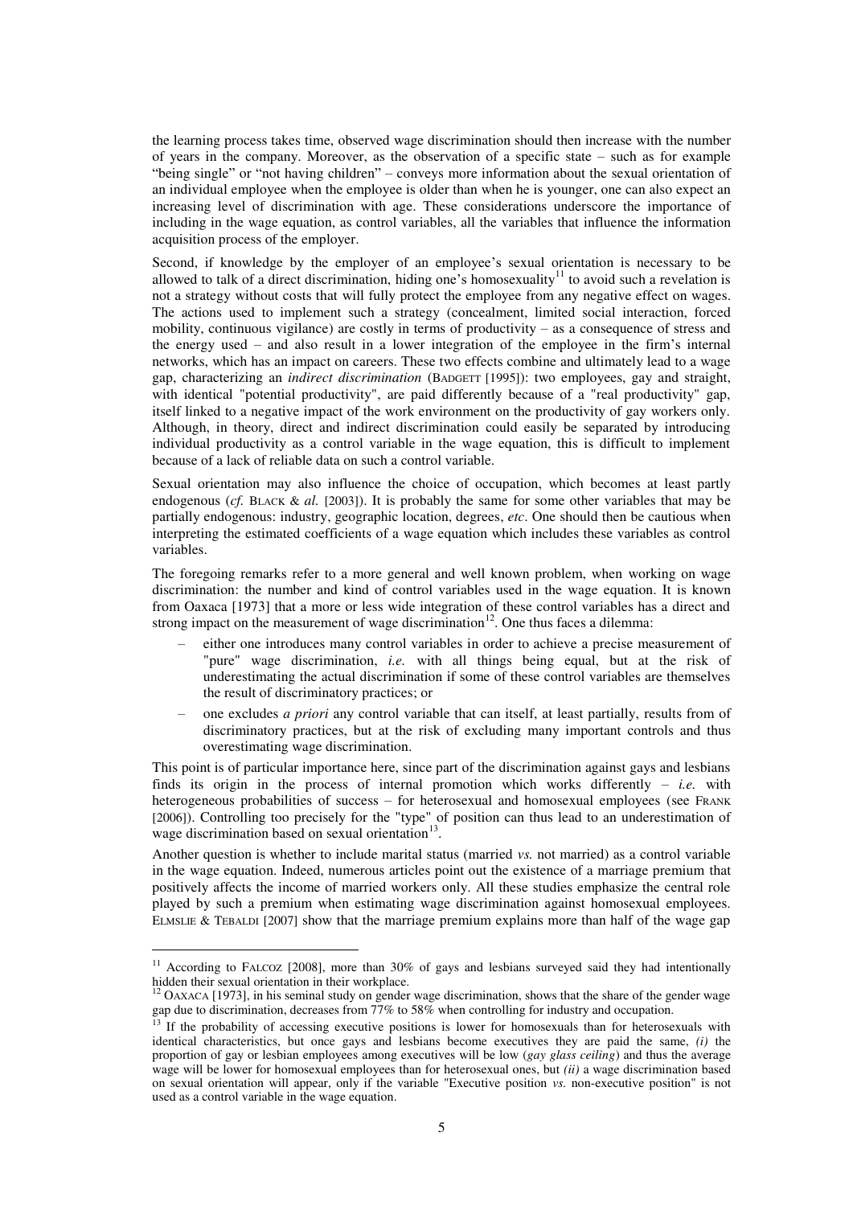the learning process takes time, observed wage discrimination should then increase with the number of years in the company. Moreover, as the observation of a specific state – such as for example "being single" or "not having children" – conveys more information about the sexual orientation of an individual employee when the employee is older than when he is younger, one can also expect an increasing level of discrimination with age. These considerations underscore the importance of including in the wage equation, as control variables, all the variables that influence the information acquisition process of the employer.

Second, if knowledge by the employer of an employee's sexual orientation is necessary to be allowed to talk of a direct discrimination, hiding one's homosexuality[11] to avoid such a revelation is not a strategy without costs that will fully protect the employee from any negative effect on wages. The actions used to implement such a strategy (concealment, limited social interaction, forced mobility, continuous vigilance) are costly in terms of productivity – as a consequence of stress and the energy used – and also result in a lower integration of the employee in the firm's internal networks, which has an impact on careers. These two effects combine and ultimately lead to a wage gap, characterizing an *indirect discrimination* (BADGETT [1995]): two employees, gay and straight, with identical "potential productivity", are paid differently because of a "real productivity" gap, itself linked to a negative impact of the work environment on the productivity of gay workers only. Although, in theory, direct and indirect discrimination could easily be separated by introducing individual productivity as a control variable in the wage equation, this is difficult to implement because of a lack of reliable data on such a control variable.

Sexual orientation may also influence the choice of occupation, which becomes at least partly endogenous (*cf.* BLACK & *al.* [2003]). It is probably the same for some other variables that may be partially endogenous: industry, geographic location, degrees, *etc*. One should then be cautious when interpreting the estimated coefficients of a wage equation which includes these variables as control variables.

The foregoing remarks refer to a more general and well known problem, when working on wage discrimination: the number and kind of control variables used in the wage equation. It is known from Oaxaca [1973] that a more or less wide integration of these control variables has a direct and strong impact on the measurement of wage discrimination[12]. One thus faces a dilemma:

– either one introduces many control variables in order to achieve a precise measurement of "pure" wage discrimination, *i.e.* with all things being equal, but at the risk of underestimating the actual discrimination if some of these control variables are themselves the result of discriminatory practices; or

– one excludes *a priori* any control variable that can itself, at least partially, results from of discriminatory practices, but at the risk of excluding many important controls and thus overestimating wage discrimination.

This point is of particular importance here, since part of the discrimination against gays and lesbians finds its origin in the process of internal promotion which works differently – *i.e.* with heterogeneous probabilities of success – for heterosexual and homosexual employees (see FRANK [2006]). Controlling too precisely for the "type" of position can thus lead to an underestimation of wage discrimination based on sexual orientation[13].

Another question is whether to include marital status (married *vs.* not married) as a control variable in the wage equation. Indeed, numerous articles point out the existence of a marriage premium that positively affects the income of married workers only. All these studies emphasize the central role played by such a premium when estimating wage discrimination against homosexual employees. ELMSLIE & TEBALDI [2007] show that the marriage premium explains more than half of the wage gap

---

[11] According to FALCOZ [2008], more than 30% of gays and lesbians surveyed said they had intentionally hidden their sexual orientation in their workplace.

[12] OAXACA [1973], in his seminal study on gender wage discrimination, shows that the share of the gender wage gap due to discrimination, decreases from 77% to 58% when controlling for industry and occupation.

[13] If the probability of accessing executive positions is lower for homosexuals than for heterosexuals with identical characteristics, but once gays and lesbians become executives they are paid the same, *(i)* the proportion of gay or lesbian employees among executives will be low (*gay glass ceiling*) and thus the average wage will be lower for homosexual employees than for heterosexual ones, but *(ii)* a wage discrimination based on sexual orientation will appear, only if the variable "Executive position *vs.* non-executive position" is not used as a control variable in the wage equation.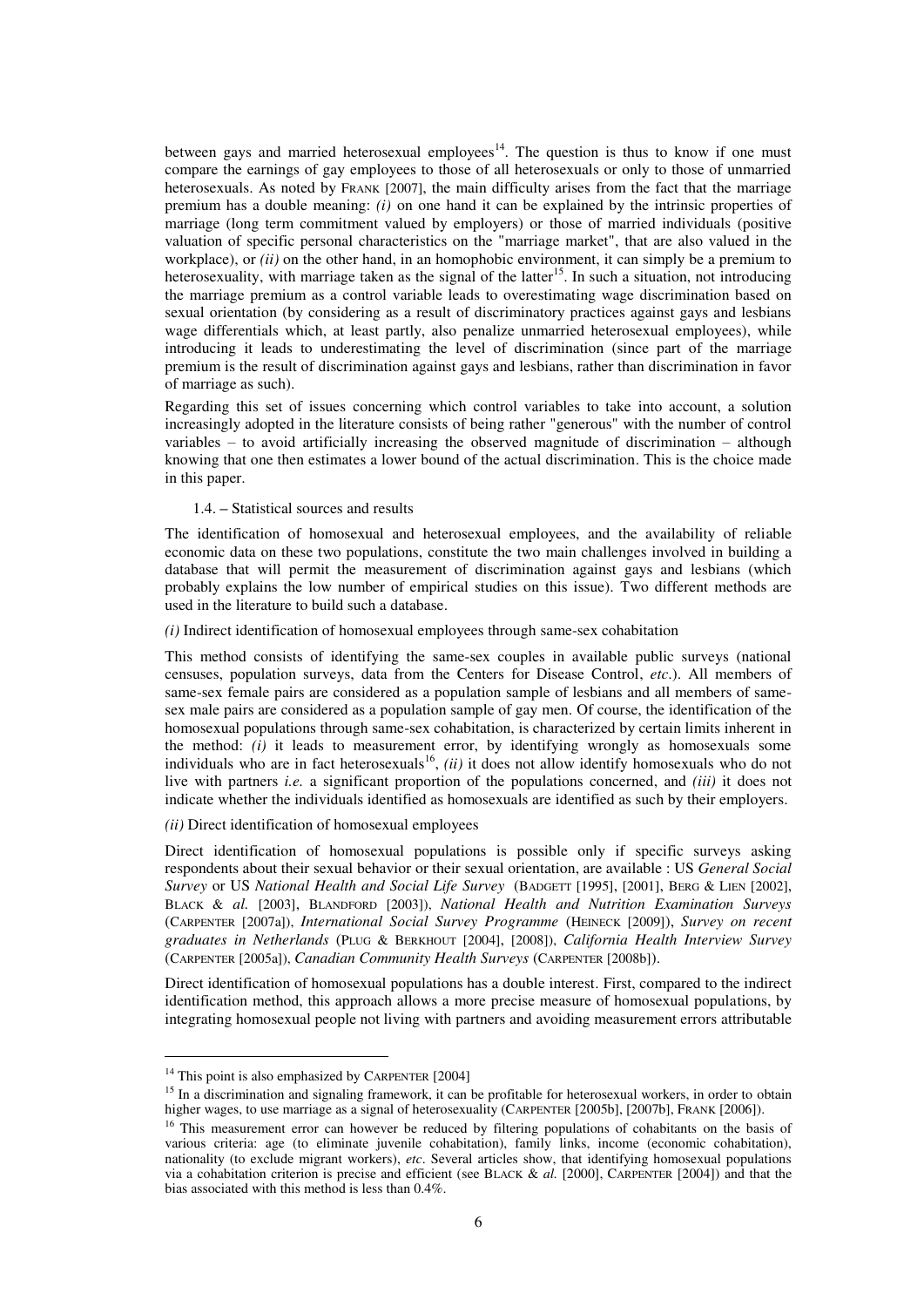between gays and married heterosexual employees[14]. The question is thus to know if one must compare the earnings of gay employees to those of all heterosexuals or only to those of unmarried heterosexuals. As noted by FRANK [2007], the main difficulty arises from the fact that the marriage premium has a double meaning: *(i)* on one hand it can be explained by the intrinsic properties of marriage (long term commitment valued by employers) or those of married individuals (positive valuation of specific personal characteristics on the "marriage market", that are also valued in the workplace), or *(ii)* on the other hand, in an homophobic environment, it can simply be a premium to heterosexuality, with marriage taken as the signal of the latter[15]. In such a situation, not introducing the marriage premium as a control variable leads to overestimating wage discrimination based on sexual orientation (by considering as a result of discriminatory practices against gays and lesbians wage differentials which, at least partly, also penalize unmarried heterosexual employees), while introducing it leads to underestimating the level of discrimination (since part of the marriage premium is the result of discrimination against gays and lesbians, rather than discrimination in favor of marriage as such).

Regarding this set of issues concerning which control variables to take into account, a solution increasingly adopted in the literature consists of being rather "generous" with the number of control variables – to avoid artificially increasing the observed magnitude of discrimination – although knowing that one then estimates a lower bound of the actual discrimination. This is the choice made in this paper.

### 1.4. – Statistical sources and results

The identification of homosexual and heterosexual employees, and the availability of reliable economic data on these two populations, constitute the two main challenges involved in building a database that will permit the measurement of discrimination against gays and lesbians (which probably explains the low number of empirical studies on this issue). Two different methods are used in the literature to build such a database.

*(i)* Indirect identification of homosexual employees through same-sex cohabitation

This method consists of identifying the same-sex couples in available public surveys (national censuses, population surveys, data from the Centers for Disease Control, *etc*.). All members of same-sex female pairs are considered as a population sample of lesbians and all members of same-sex male pairs are considered as a population sample of gay men. Of course, the identification of the homosexual populations through same-sex cohabitation, is characterized by certain limits inherent in the method: *(i)* it leads to measurement error, by identifying wrongly as homosexuals some individuals who are in fact heterosexuals[16], *(ii)* it does not allow identify homosexuals who do not live with partners *i.e.* a significant proportion of the populations concerned, and *(iii)* it does not indicate whether the individuals identified as homosexuals are identified as such by their employers.

*(ii)* Direct identification of homosexual employees

Direct identification of homosexual populations is possible only if specific surveys asking respondents about their sexual behavior or their sexual orientation, are available : US *General Social Survey* or US *National Health and Social Life Survey* (BADGETT [1995], [2001], BERG & LIEN [2002], BLACK & *al.* [2003], BLANDFORD [2003]), *National Health and Nutrition Examination Surveys* (CARPENTER [2007a]), *International Social Survey Programme* (HEINECK [2009]), *Survey on recent graduates in Netherlands* (PLUG & BERKHOUT [2004], [2008]), *California Health Interview Survey* (CARPENTER [2005a]), *Canadian Community Health Surveys* (CARPENTER [2008b]).

Direct identification of homosexual populations has a double interest. First, compared to the indirect identification method, this approach allows a more precise measure of homosexual populations, by integrating homosexual people not living with partners and avoiding measurement errors attributable

---

[14] This point is also emphasized by CARPENTER [2004]

[15] In a discrimination and signaling framework, it can be profitable for heterosexual workers, in order to obtain higher wages, to use marriage as a signal of heterosexuality (CARPENTER [2005b], [2007b], FRANK [2006]).

[16] This measurement error can however be reduced by filtering populations of cohabitants on the basis of various criteria: age (to eliminate juvenile cohabitation), family links, income (economic cohabitation), nationality (to exclude migrant workers), *etc*. Several articles show, that identifying homosexual populations via a cohabitation criterion is precise and efficient (see BLACK & *al.* [2000], CARPENTER [2004]) and that the bias associated with this method is less than 0.4%.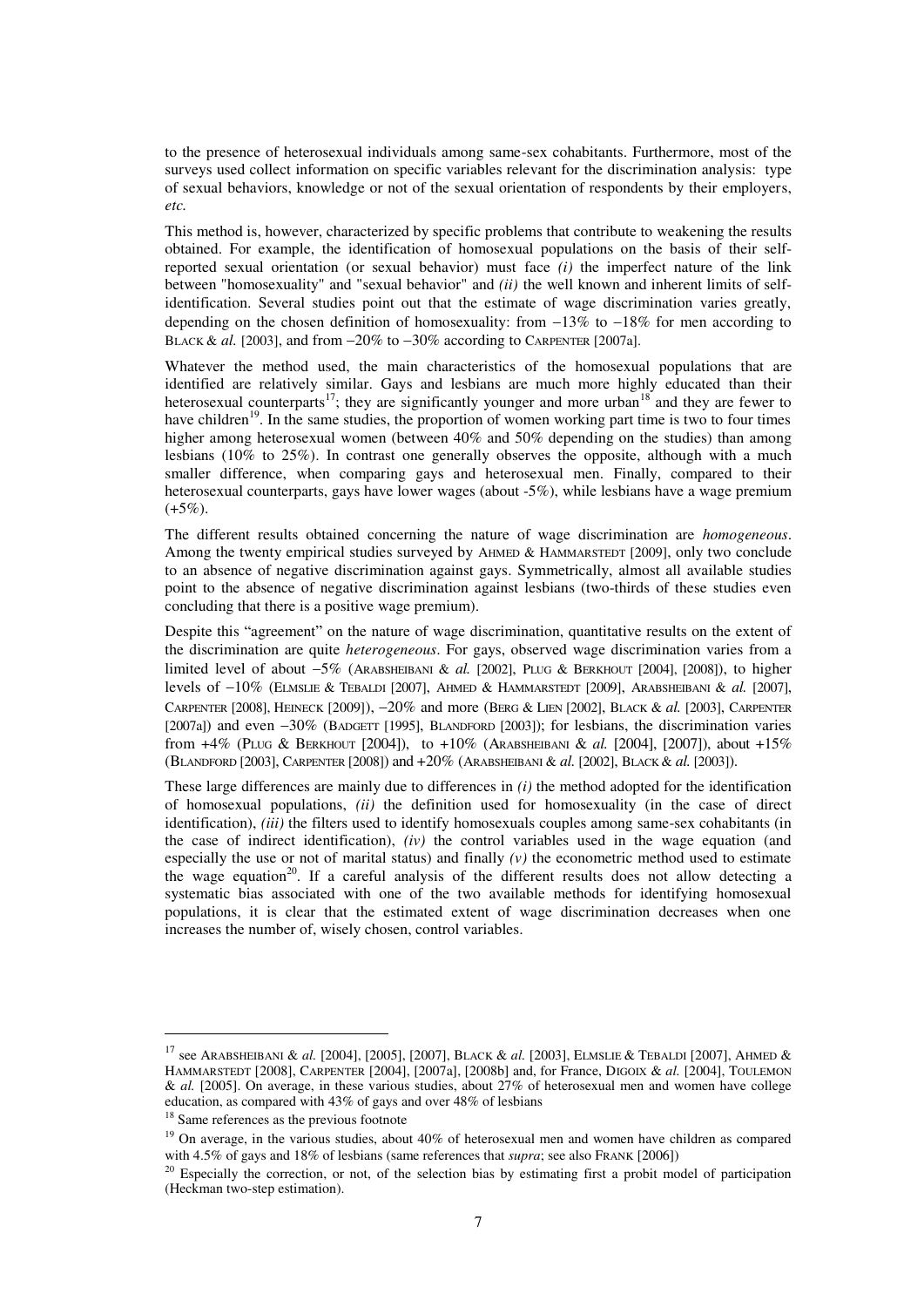to the presence of heterosexual individuals among same-sex cohabitants. Furthermore, most of the surveys used collect information on specific variables relevant for the discrimination analysis: type of sexual behaviors, knowledge or not of the sexual orientation of respondents by their employers, *etc.*

This method is, however, characterized by specific problems that contribute to weakening the results obtained. For example, the identification of homosexual populations on the basis of their self-reported sexual orientation (or sexual behavior) must face *(i)* the imperfect nature of the link between "homosexuality" and "sexual behavior" and *(ii)* the well known and inherent limits of self-identification. Several studies point out that the estimate of wage discrimination varies greatly, depending on the chosen definition of homosexuality: from −13% to −18% for men according to BLACK & *al.* [2003], and from −20% to −30% according to CARPENTER [2007a].

Whatever the method used, the main characteristics of the homosexual populations that are identified are relatively similar. Gays and lesbians are much more highly educated than their heterosexual counterparts[17]; they are significantly younger and more urban[18] and they are fewer to have children[19]. In the same studies, the proportion of women working part time is two to four times higher among heterosexual women (between 40% and 50% depending on the studies) than among lesbians (10% to 25%). In contrast one generally observes the opposite, although with a much smaller difference, when comparing gays and heterosexual men. Finally, compared to their heterosexual counterparts, gays have lower wages (about -5%), while lesbians have a wage premium (+5%).

The different results obtained concerning the nature of wage discrimination are *homogeneous*. Among the twenty empirical studies surveyed by AHMED & HAMMARSTEDT [2009], only two conclude to an absence of negative discrimination against gays. Symmetrically, almost all available studies point to the absence of negative discrimination against lesbians (two-thirds of these studies even concluding that there is a positive wage premium).

Despite this "agreement" on the nature of wage discrimination, quantitative results on the extent of the discrimination are quite *heterogeneous*. For gays, observed wage discrimination varies from a limited level of about −5% (ARABSHEIBANI & *al.* [2002], PLUG & BERKHOUT [2004], [2008]), to higher levels of −10% (ELMSLIE & TEBALDI [2007], AHMED & HAMMARSTEDT [2009], ARABSHEIBANI & *al.* [2007], CARPENTER [2008], HEINECK [2009]), −20% and more (BERG & LIEN [2002], BLACK & *al.* [2003], CARPENTER [2007a]) and even −30% (BADGETT [1995], BLANDFORD [2003]); for lesbians, the discrimination varies from +4% (PLUG & BERKHOUT [2004]), to +10% (ARABSHEIBANI & *al.* [2004], [2007]), about +15% (BLANDFORD [2003], CARPENTER [2008]) and +20% (ARABSHEIBANI & *al.* [2002], BLACK & *al.* [2003]).

These large differences are mainly due to differences in *(i)* the method adopted for the identification of homosexual populations, *(ii)* the definition used for homosexuality (in the case of direct identification), *(iii)* the filters used to identify homosexuals couples among same-sex cohabitants (in the case of indirect identification), *(iv)* the control variables used in the wage equation (and especially the use or not of marital status) and finally *(v)* the econometric method used to estimate the wage equation[20]. If a careful analysis of the different results does not allow detecting a systematic bias associated with one of the two available methods for identifying homosexual populations, it is clear that the estimated extent of wage discrimination decreases when one increases the number of, wisely chosen, control variables.

---

[17] see ARABSHEIBANI & *al.* [2004], [2005], [2007], BLACK & *al.* [2003], ELMSLIE & TEBALDI [2007], AHMED & HAMMARSTEDT [2008], CARPENTER [2004], [2007a], [2008b] and, for France, DIGOIX & *al.* [2004], TOULEMON & *al.* [2005]. On average, in these various studies, about 27% of heterosexual men and women have college education, as compared with 43% of gays and over 48% of lesbians

[18] Same references as the previous footnote

[19] On average, in the various studies, about 40% of heterosexual men and women have children as compared with 4.5% of gays and 18% of lesbians (same references that *supra*; see also FRANK [2006])

[20] Especially the correction, or not, of the selection bias by estimating first a probit model of participation (Heckman two-step estimation).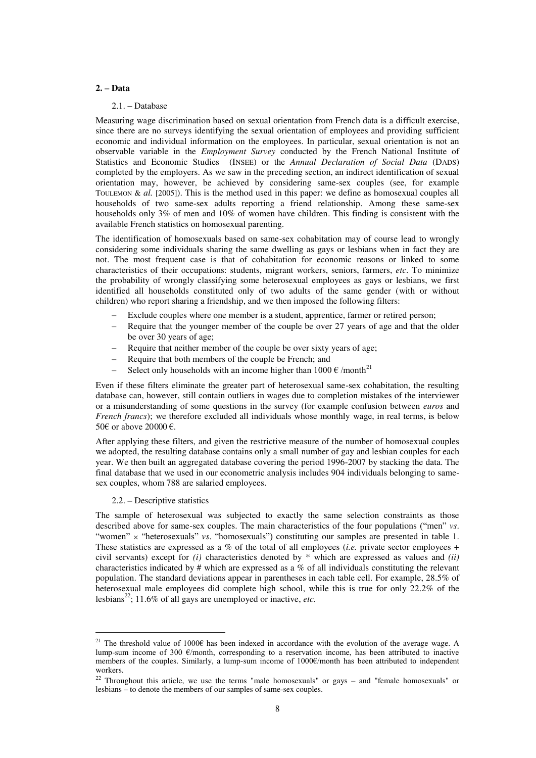## 2. – Data

### 2.1. – Database

Measuring wage discrimination based on sexual orientation from French data is a difficult exercise, since there are no surveys identifying the sexual orientation of employees and providing sufficient economic and individual information on the employees. In particular, sexual orientation is not an observable variable in the *Employment Survey* conducted by the French National Institute of Statistics and Economic Studies (INSEE) or the *Annual Declaration of Social Data* (DADS) completed by the employers. As we saw in the preceding section, an indirect identification of sexual orientation may, however, be achieved by considering same-sex couples (see, for example TOULEMON & *al.* [2005]). This is the method used in this paper: we define as homosexual couples all households of two same-sex adults reporting a friend relationship. Among these same-sex households only 3% of men and 10% of women have children. This finding is consistent with the available French statistics on homosexual parenting.

The identification of homosexuals based on same-sex cohabitation may of course lead to wrongly considering some individuals sharing the same dwelling as gays or lesbians when in fact they are not. The most frequent case is that of cohabitation for economic reasons or linked to some characteristics of their occupations: students, migrant workers, seniors, farmers, *etc*. To minimize the probability of wrongly classifying some heterosexual employees as gays or lesbians, we first identified all households constituted only of two adults of the same gender (with or without children) who report sharing a friendship, and we then imposed the following filters:

- Exclude couples where one member is a student, apprentice, farmer or retired person;
- Require that the younger member of the couple be over 27 years of age and that the older be over 30 years of age;
- Require that neither member of the couple be over sixty years of age;
- Require that both members of the couple be French; and
- Select only households with an income higher than 1000 € /month[21]

Even if these filters eliminate the greater part of heterosexual same-sex cohabitation, the resulting database can, however, still contain outliers in wages due to completion mistakes of the interviewer or a misunderstanding of some questions in the survey (for example confusion between *euros* and *French francs*); we therefore excluded all individuals whose monthly wage, in real terms, is below 50€ or above 20000 €.

After applying these filters, and given the restrictive measure of the number of homosexual couples we adopted, the resulting database contains only a small number of gay and lesbian couples for each year. We then built an aggregated database covering the period 1996-2007 by stacking the data. The final database that we used in our econometric analysis includes 904 individuals belonging to same-sex couples, whom 788 are salaried employees.

### 2.2. – Descriptive statistics

The sample of heterosexual was subjected to exactly the same selection constraints as those described above for same-sex couples. The main characteristics of the four populations ("men" *vs*. "women" × "heterosexuals" *vs*. "homosexuals") constituting our samples are presented in table 1. These statistics are expressed as a % of the total of all employees (*i.e.* private sector employees + civil servants) except for *(i)* characteristics denoted by * which are expressed as values and *(ii)* characteristics indicated by # which are expressed as a % of all individuals constituting the relevant population. The standard deviations appear in parentheses in each table cell. For example, 28.5% of heterosexual male employees did complete high school, while this is true for only 22.2% of the lesbians[22]; 11.6% of all gays are unemployed or inactive, *etc.*

---

[21] The threshold value of 1000€ has been indexed in accordance with the evolution of the average wage. A lump-sum income of 300 €/month, corresponding to a reservation income, has been attributed to inactive members of the couples. Similarly, a lump-sum income of 1000€/month has been attributed to independent workers.

[22] Throughout this article, we use the terms "male homosexuals" or gays – and "female homosexuals" or lesbians – to denote the members of our samples of same-sex couples.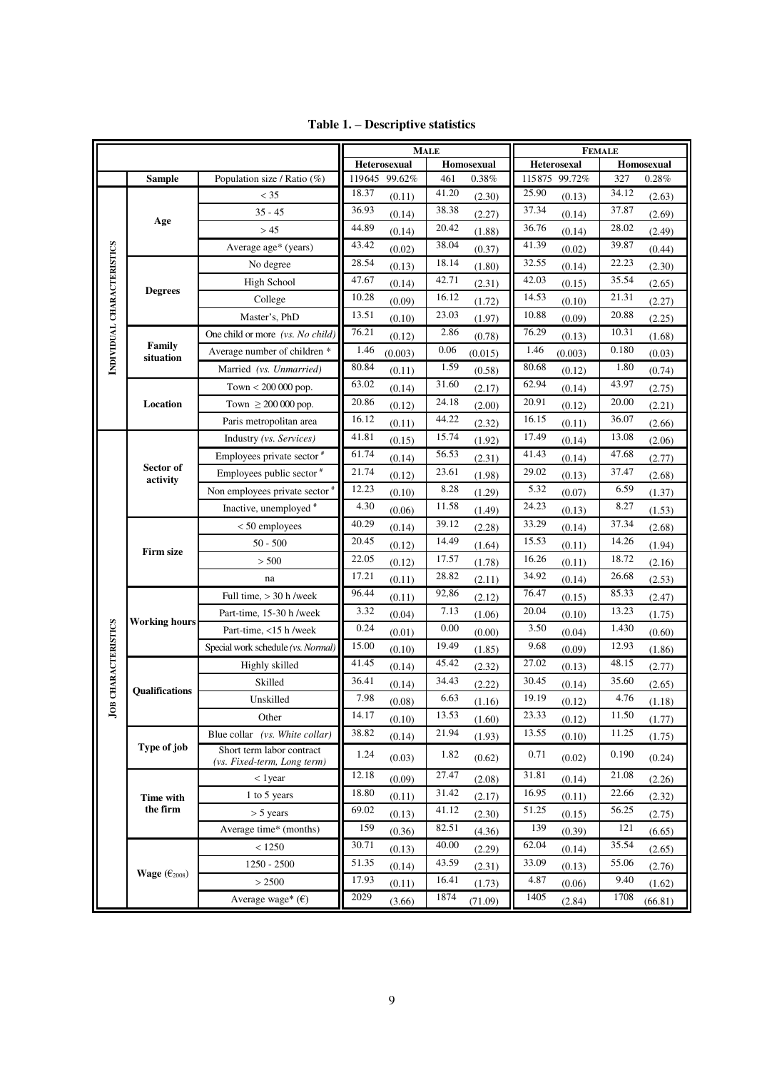**Table 1. – Descriptive statistics**

| | | | Male | | | | Female | | | |
|---|---|---|---|---|---|---|---|---|---|---|
| | | | Heterosexual | | Homosexual | | Heterosexual | | Homosexual | |
| | **Sample** | Population size / Ratio (%) | 119645 | 99.62% | 461 | 0.38% | 115875 | 99.72% | 327 | 0.28% |
| **Individual characteristics** | **Age** | < 35 | 18.37 | (0.11) | 41.20 | (2.30) | 25.90 | (0.13) | 34.12 | (2.63) |
| | | 35 - 45 | 36.93 | (0.14) | 38.38 | (2.27) | 37.34 | (0.14) | 37.87 | (2.69) |
| | | > 45 | 44.89 | (0.14) | 20.42 | (1.88) | 36.76 | (0.14) | 28.02 | (2.49) |
| | | Average age* (years) | 43.42 | (0.02) | 38.04 | (0.37) | 41.39 | (0.02) | 39.87 | (0.44) |
| | **Degrees** | No degree | 28.54 | (0.13) | 18.14 | (1.80) | 32.55 | (0.14) | 22.23 | (2.30) |
| | | High School | 47.67 | (0.14) | 42.71 | (2.31) | 42.03 | (0.15) | 35.54 | (2.65) |
| | | College | 10.28 | (0.09) | 16.12 | (1.72) | 14.53 | (0.10) | 21.31 | (2.27) |
| | | Master's, PhD | 13.51 | (0.10) | 23.03 | (1.97) | 10.88 | (0.09) | 20.88 | (2.25) |
| | **Family situation** | One child or more *(vs. No child)* | 76.21 | (0.12) | 2.86 | (0.78) | 76.29 | (0.13) | 10.31 | (1.68) |
| | | Average number of children * | 1.46 | (0.003) | 0.06 | (0.015) | 1.46 | (0.003) | 0.180 | (0.03) |
| | | Married *(vs. Unmarried)* | 80.84 | (0.11) | 1.59 | (0.58) | 80.68 | (0.12) | 1.80 | (0.74) |
| | **Location** | Town < 200 000 pop. | 63.02 | (0.14) | 31.60 | (2.17) | 62.94 | (0.14) | 43.97 | (2.75) |
| | | Town ≥ 200 000 pop. | 20.86 | (0.12) | 24.18 | (2.00) | 20.91 | (0.12) | 20.00 | (2.21) |
| | | Paris metropolitan area | 16.12 | (0.11) | 44.22 | (2.32) | 16.15 | (0.11) | 36.07 | (2.66) |
| **Job characteristics** | **Sector of activity** | Industry *(vs. Services)* | 41.81 | (0.15) | 15.74 | (1.92) | 17.49 | (0.14) | 13.08 | (2.06) |
| | | Employees private sector # | 61.74 | (0.14) | 56.53 | (2.31) | 41.43 | (0.14) | 47.68 | (2.77) |
| | | Employees public sector # | 21.74 | (0.12) | 23.61 | (1.98) | 29.02 | (0.13) | 37.47 | (2.68) |
| | | Non employees private sector # | 12.23 | (0.10) | 8.28 | (1.29) | 5.32 | (0.07) | 6.59 | (1.37) |
| | | Inactive, unemployed # | 4.30 | (0.06) | 11.58 | (1.49) | 24.23 | (0.13) | 8.27 | (1.53) |
| | **Firm size** | < 50 employees | 40.29 | (0.14) | 39.12 | (2.28) | 33.29 | (0.14) | 37.34 | (2.68) |
| | | 50 - 500 | 20.45 | (0.12) | 14.49 | (1.64) | 15.53 | (0.11) | 14.26 | (1.94) |
| | | > 500 | 22.05 | (0.12) | 17.57 | (1.78) | 16.26 | (0.11) | 18.72 | (2.16) |
| | | na | 17.21 | (0.11) | 28.82 | (2.11) | 34.92 | (0.14) | 26.68 | (2.53) |
| | **Working hours** | Full time, > 30 h /week | 96.44 | (0.11) | 92,86 | (2.12) | 76.47 | (0.15) | 85.33 | (2.47) |
| | | Part-time, 15-30 h /week | 3.32 | (0.04) | 7.13 | (1.06) | 20.04 | (0.10) | 13.23 | (1.75) |
| | | Part-time, <15 h /week | 0.24 | (0.01) | 0.00 | (0.00) | 3.50 | (0.04) | 1.430 | (0.60) |
| | | Special work schedule *(vs. Normal)* | 15.00 | (0.10) | 19.49 | (1.85) | 9.68 | (0.09) | 12.93 | (1.86) |
| | **Qualifications** | Highly skilled | 41.45 | (0.14) | 45.42 | (2.32) | 27.02 | (0.13) | 48.15 | (2.77) |
| | | Skilled | 36.41 | (0.14) | 34.43 | (2.22) | 30.45 | (0.14) | 35.60 | (2.65) |
| | | Unskilled | 7.98 | (0.08) | 6.63 | (1.16) | 19.19 | (0.12) | 4.76 | (1.18) |
| | | Other | 14.17 | (0.10) | 13.53 | (1.60) | 23.33 | (0.12) | 11.50 | (1.77) |
| | **Type of job** | Blue collar *(vs. White collar)* | 38.82 | (0.14) | 21.94 | (1.93) | 13.55 | (0.10) | 11.25 | (1.75) |
| | | Short term labor contract *(vs. Fixed-term, Long term)* | 1.24 | (0.03) | 1.82 | (0.62) | 0.71 | (0.02) | 0.190 | (0.24) |
| | **Time with the firm** | < 1year | 12.18 | (0.09) | 27.47 | (2.08) | 31.81 | (0.14) | 21.08 | (2.26) |
| | | 1 to 5 years | 18.80 | (0.11) | 31.42 | (2.17) | 16.95 | (0.11) | 22.66 | (2.32) |
| | | > 5 years | 69.02 | (0.13) | 41.12 | (2.30) | 51.25 | (0.15) | 56.25 | (2.75) |
| | | Average time* (months) | 159 | (0.36) | 82.51 | (4.36) | 139 | (0.39) | 121 | (6.65) |
| | **Wage (€$_{2008}$)** | < 1250 | 30.71 | (0.13) | 40.00 | (2.29) | 62.04 | (0.14) | 35.54 | (2.65) |
| | | 1250 - 2500 | 51.35 | (0.14) | 43.59 | (2.31) | 33.09 | (0.13) | 55.06 | (2.76) |
| | | > 2500 | 17.93 | (0.11) | 16.41 | (1.73) | 4.87 | (0.06) | 9.40 | (1.62) |
| | | Average wage* (€) | 2029 | (3.66) | 1874 | (71.09) | 1405 | (2.84) | 1708 | (66.81) |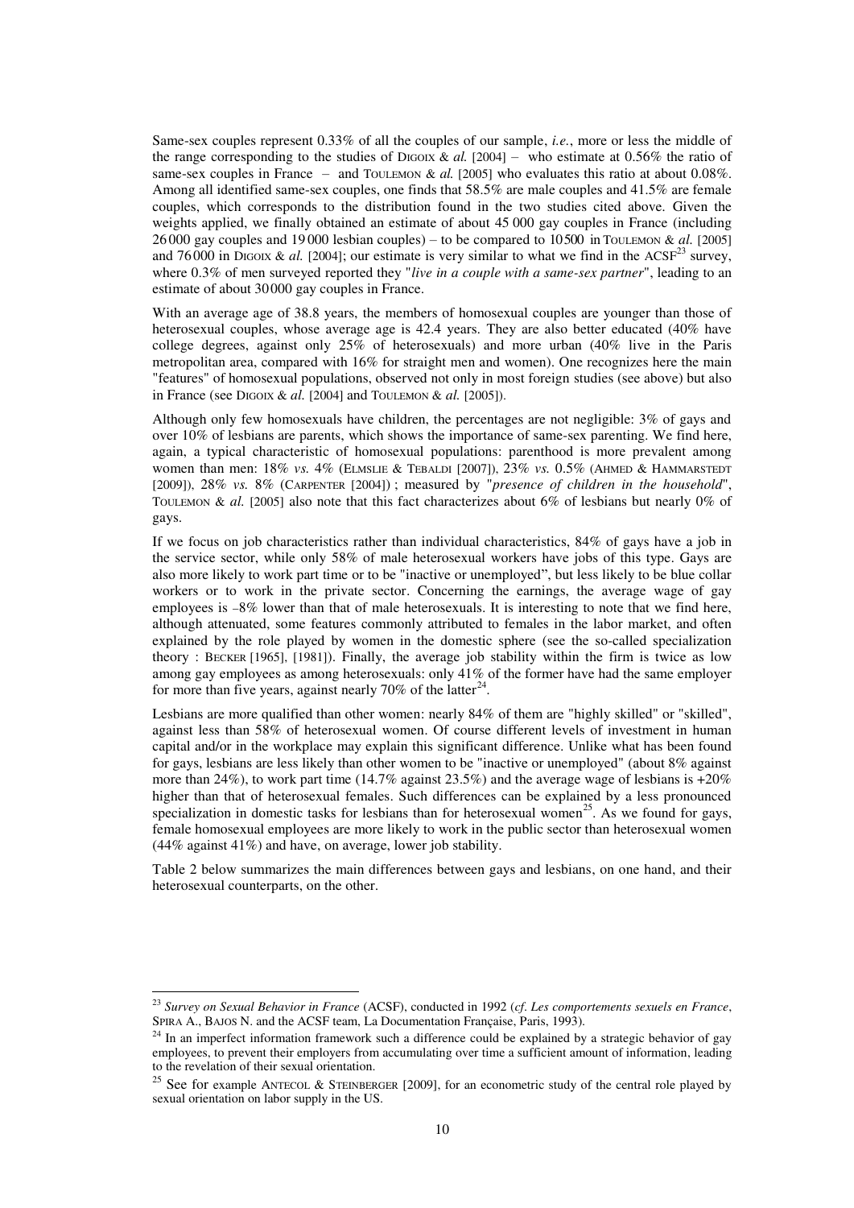Same-sex couples represent 0.33% of all the couples of our sample, *i.e.*, more or less the middle of the range corresponding to the studies of DIGOIX & *al.* [2004] – who estimate at 0.56% the ratio of same-sex couples in France – and TOULEMON & *al.* [2005] who evaluates this ratio at about 0.08%. Among all identified same-sex couples, one finds that 58.5% are male couples and 41.5% are female couples, which corresponds to the distribution found in the two studies cited above. Given the weights applied, we finally obtained an estimate of about 45 000 gay couples in France (including 26 000 gay couples and 19 000 lesbian couples) – to be compared to 10 500 in TOULEMON & *al.* [2005] and 76 000 in DIGOIX & *al.* [2004]; our estimate is very similar to what we find in the ACSF[23] survey, where 0.3% of men surveyed reported they "*live in a couple with a same-sex partner*", leading to an estimate of about 30 000 gay couples in France.

With an average age of 38.8 years, the members of homosexual couples are younger than those of heterosexual couples, whose average age is 42.4 years. They are also better educated (40% have college degrees, against only 25% of heterosexuals) and more urban (40% live in the Paris metropolitan area, compared with 16% for straight men and women). One recognizes here the main "features" of homosexual populations, observed not only in most foreign studies (see above) but also in France (see DIGOIX & *al.* [2004] and TOULEMON & *al.* [2005]).

Although only few homosexuals have children, the percentages are not negligible: 3% of gays and over 10% of lesbians are parents, which shows the importance of same-sex parenting. We find here, again, a typical characteristic of homosexual populations: parenthood is more prevalent among women than men: 18% *vs.* 4% (ELMSLIE & TEBALDI [2007]), 23% *vs.* 0.5% (AHMED & HAMMARSTEDT [2009]), 28% *vs.* 8% (CARPENTER [2004]) ; measured by "*presence of children in the household*", TOULEMON & *al.* [2005] also note that this fact characterizes about 6% of lesbians but nearly 0% of gays.

If we focus on job characteristics rather than individual characteristics, 84% of gays have a job in the service sector, while only 58% of male heterosexual workers have jobs of this type. Gays are also more likely to work part time or to be "inactive or unemployed", but less likely to be blue collar workers or to work in the private sector. Concerning the earnings, the average wage of gay employees is –8% lower than that of male heterosexuals. It is interesting to note that we find here, although attenuated, some features commonly attributed to females in the labor market, and often explained by the role played by women in the domestic sphere (see the so-called specialization theory : BECKER [1965], [1981]). Finally, the average job stability within the firm is twice as low among gay employees as among heterosexuals: only 41% of the former have had the same employer for more than five years, against nearly 70% of the latter[24].

Lesbians are more qualified than other women: nearly 84% of them are "highly skilled" or "skilled", against less than 58% of heterosexual women. Of course different levels of investment in human capital and/or in the workplace may explain this significant difference. Unlike what has been found for gays, lesbians are less likely than other women to be "inactive or unemployed" (about 8% against more than 24%), to work part time (14.7% against 23.5%) and the average wage of lesbians is +20% higher than that of heterosexual females. Such differences can be explained by a less pronounced specialization in domestic tasks for lesbians than for heterosexual women[25]. As we found for gays, female homosexual employees are more likely to work in the public sector than heterosexual women (44% against 41%) and have, on average, lower job stability.

Table 2 below summarizes the main differences between gays and lesbians, on one hand, and their heterosexual counterparts, on the other.

---

[23] *Survey on Sexual Behavior in France* (ACSF), conducted in 1992 (*cf. Les comportements sexuels en France*, SPIRA A., BAJOS N. and the ACSF team, La Documentation Française, Paris, 1993).

[24] In an imperfect information framework such a difference could be explained by a strategic behavior of gay employees, to prevent their employers from accumulating over time a sufficient amount of information, leading to the revelation of their sexual orientation.

[25] See for example ANTECOL & STEINBERGER [2009], for an econometric study of the central role played by sexual orientation on labor supply in the US.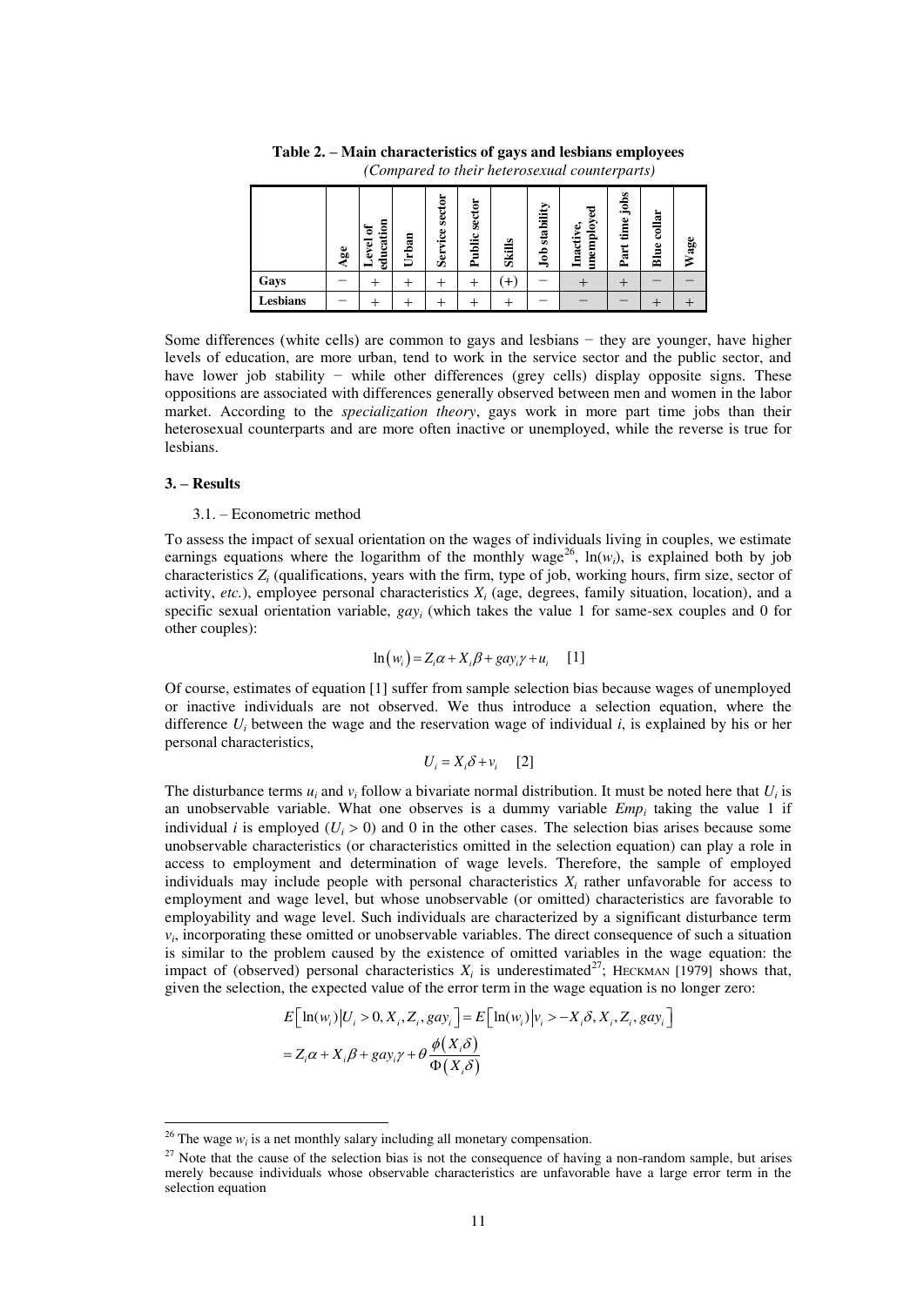**Table 2. – Main characteristics of gays and lesbians employees**
*(Compared to their heterosexual counterparts)*

| | Age | Level of education | Urban | Service sector | Public sector | Skills | Job stability | Inactive, unemployed | Part time jobs | Blue collar | Wage |
|---|---|---|---|---|---|---|---|---|---|---|---|
| **Gays** | − | + | + | + | + | (+) | − | + | + | − | − |
| **Lesbians** | − | + | + | + | + | + | − | − | − | + | + |

Some differences (white cells) are common to gays and lesbians − they are younger, have higher levels of education, are more urban, tend to work in the service sector and the public sector, and have lower job stability − while other differences (grey cells) display opposite signs. These oppositions are associated with differences generally observed between men and women in the labor market. According to the *specialization theory*, gays work in more part time jobs than their heterosexual counterparts and are more often inactive or unemployed, while the reverse is true for lesbians.

## 3. – Results

### 3.1. – Econometric method

To assess the impact of sexual orientation on the wages of individuals living in couples, we estimate earnings equations where the logarithm of the monthly wage[26], $\ln(w_i)$, is explained both by job characteristics $Z_i$ (qualifications, years with the firm, type of job, working hours, firm size, sector of activity, *etc.*), employee personal characteristics $X_i$ (age, degrees, family situation, location), and a specific sexual orientation variable, $gay_i$ (which takes the value 1 for same-sex couples and 0 for other couples):

$$\ln\left(w_i\right) = Z_i\alpha + X_i\beta + gay_i\gamma + u_i \quad [1]$$

Of course, estimates of equation [1] suffer from sample selection bias because wages of unemployed or inactive individuals are not observed. We thus introduce a selection equation, where the difference $U_i$ between the wage and the reservation wage of individual $i$, is explained by his or her personal characteristics,

$$U_i = X_i\delta + v_i \quad [2]$$

The disturbance terms $u_i$ and $v_i$ follow a bivariate normal distribution. It must be noted here that $U_i$ is an unobservable variable. What one observes is a dummy variable $Emp_i$ taking the value 1 if individual $i$ is employed ($U_i > 0$) and 0 in the other cases. The selection bias arises because some unobservable characteristics (or characteristics omitted in the selection equation) can play a role in access to employment and determination of wage levels. Therefore, the sample of employed individuals may include people with personal characteristics $X_i$ rather unfavorable for access to employment and wage level, but whose unobservable (or omitted) characteristics are favorable to employability and wage level. Such individuals are characterized by a significant disturbance term $v_i$, incorporating these omitted or unobservable variables. The direct consequence of such a situation is similar to the problem caused by the existence of omitted variables in the wage equation: the impact of (observed) personal characteristics $X_i$ is underestimated[27]; HECKMAN [1979] shows that, given the selection, the expected value of the error term in the wage equation is no longer zero:

$$E\left[\ln(w_i)\middle|U_i > 0, X_i, Z_i, gay_i\right] = E\left[\ln(w_i)\middle|v_i > -X_i\delta, X_i, Z_i, gay_i\right]$$
$$= Z_i\alpha + X_i\beta + gay_i\gamma + \theta\frac{\phi\left(X_i\delta\right)}{\Phi\left(X_i\delta\right)}$$

---

[26] The wage $w_i$ is a net monthly salary including all monetary compensation.

[27] Note that the cause of the selection bias is not the consequence of having a non-random sample, but arises merely because individuals whose observable characteristics are unfavorable have a large error term in the selection equation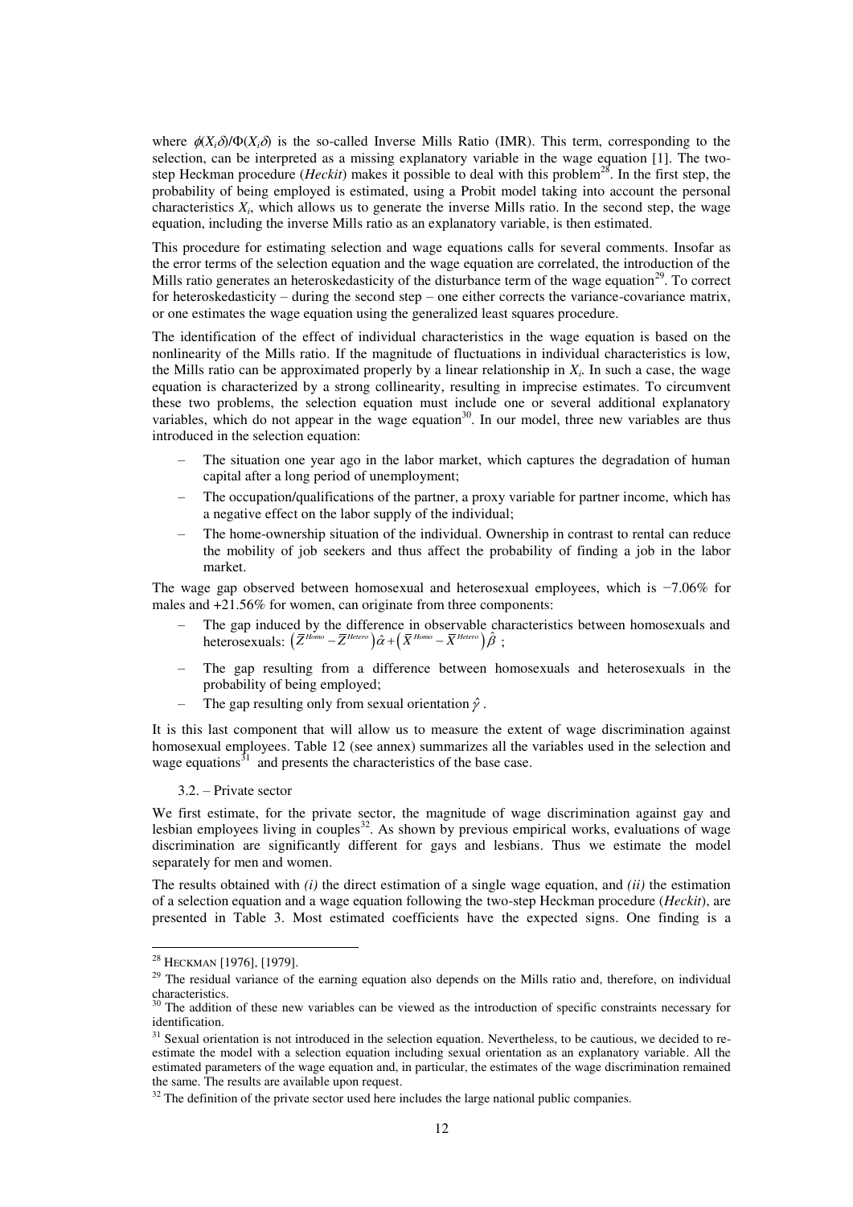where $\phi(X_i\delta)/\Phi(X_i\delta)$ is the so-called Inverse Mills Ratio (IMR). This term, corresponding to the selection, can be interpreted as a missing explanatory variable in the wage equation [1]. The two-step Heckman procedure (*Heckit*) makes it possible to deal with this problem[28]. In the first step, the probability of being employed is estimated, using a Probit model taking into account the personal characteristics $X_i$, which allows us to generate the inverse Mills ratio. In the second step, the wage equation, including the inverse Mills ratio as an explanatory variable, is then estimated.

This procedure for estimating selection and wage equations calls for several comments. Insofar as the error terms of the selection equation and the wage equation are correlated, the introduction of the Mills ratio generates an heteroskedasticity of the disturbance term of the wage equation[29]. To correct for heteroskedasticity – during the second step – one either corrects the variance-covariance matrix, or one estimates the wage equation using the generalized least squares procedure.

The identification of the effect of individual characteristics in the wage equation is based on the nonlinearity of the Mills ratio. If the magnitude of fluctuations in individual characteristics is low, the Mills ratio can be approximated properly by a linear relationship in $X_i$. In such a case, the wage equation is characterized by a strong collinearity, resulting in imprecise estimates. To circumvent these two problems, the selection equation must include one or several additional explanatory variables, which do not appear in the wage equation[30]. In our model, three new variables are thus introduced in the selection equation:

- The situation one year ago in the labor market, which captures the degradation of human capital after a long period of unemployment;
- The occupation/qualifications of the partner, a proxy variable for partner income, which has a negative effect on the labor supply of the individual;
- The home-ownership situation of the individual. Ownership in contrast to rental can reduce the mobility of job seekers and thus affect the probability of finding a job in the labor market.

The wage gap observed between homosexual and heterosexual employees, which is −7.06% for males and +21.56% for women, can originate from three components:

- The gap induced by the difference in observable characteristics between homosexuals and heterosexuals: $\left(\bar{Z}^{Homo}-\bar{Z}^{Hetero}\right)\hat{\alpha}+\left(\bar{X}^{Homo}-\bar{X}^{Hetero}\right)\hat{\beta}$ ;
- The gap resulting from a difference between homosexuals and heterosexuals in the probability of being employed;
- The gap resulting only from sexual orientation $\hat{\gamma}$ .

It is this last component that will allow us to measure the extent of wage discrimination against homosexual employees. Table 12 (see annex) summarizes all the variables used in the selection and wage equations[31] and presents the characteristics of the base case.

### 3.2. – Private sector

We first estimate, for the private sector, the magnitude of wage discrimination against gay and lesbian employees living in couples[32]. As shown by previous empirical works, evaluations of wage discrimination are significantly different for gays and lesbians. Thus we estimate the model separately for men and women.

The results obtained with *(i)* the direct estimation of a single wage equation, and *(ii)* the estimation of a selection equation and a wage equation following the two-step Heckman procedure (*Heckit*), are presented in Table 3. Most estimated coefficients have the expected signs. One finding is a

---

[28] HECKMAN [1976], [1979].

[29] The residual variance of the earning equation also depends on the Mills ratio and, therefore, on individual characteristics.

[30] The addition of these new variables can be viewed as the introduction of specific constraints necessary for identification.

[31] Sexual orientation is not introduced in the selection equation. Nevertheless, to be cautious, we decided to re-estimate the model with a selection equation including sexual orientation as an explanatory variable. All the estimated parameters of the wage equation and, in particular, the estimates of the wage discrimination remained the same. The results are available upon request.

[32] The definition of the private sector used here includes the large national public companies.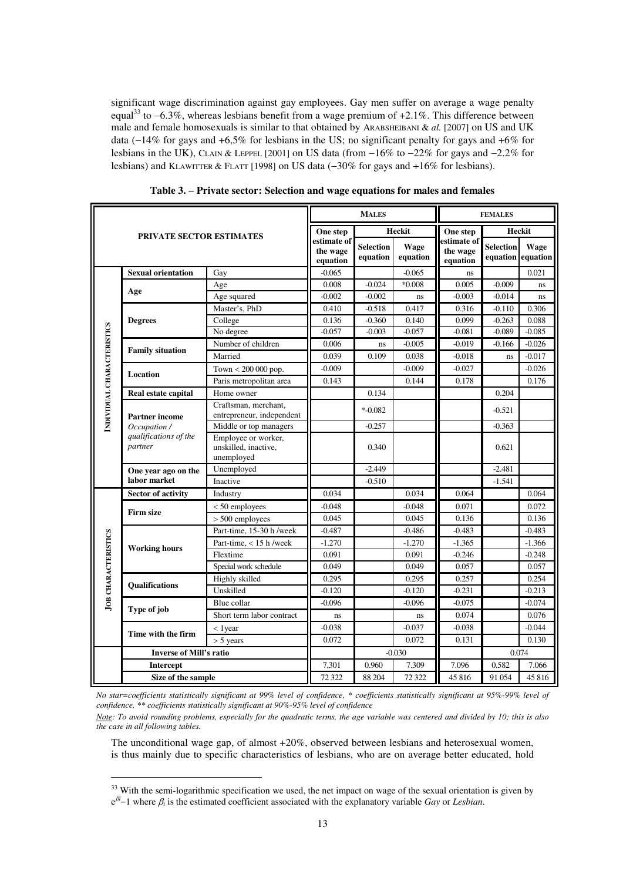significant wage discrimination against gay employees. Gay men suffer on average a wage penalty equal[33] to −6.3%, whereas lesbians benefit from a wage premium of +2.1%. This difference between male and female homosexuals is similar to that obtained by ARABSHEIBANI & *al.* [2007] on US and UK data (−14% for gays and +6,5% for lesbians in the US; no significant penalty for gays and +6% for lesbians in the UK), CLAIN & LEPPEL [2001] on US data (from −16% to −22% for gays and −2.2% for lesbians) and KLAWITTER & FLATT [1998] on US data (−30% for gays and +16% for lesbians).

**Table 3. – Private sector: Selection and wage equations for males and females**

| PRIVATE SECTOR ESTIMATES | | | MALES | | | FEMALES | | |
|---|---|---|---|---|---|---|---|---|
| | | | One step estimate of the wage equation | Heckit | | One step estimate of the wage equation | Heckit | |
| | | | | Selection equation | Wage equation | | Selection equation | Wage equation |
| INDIVIDUAL CHARACTERISTICS | Sexual orientation | Gay | -0.065 | | -0.065 | ns | | 0.021 |
| | Age | Age | 0.008 | -0.024 | *0.008 | 0.005 | -0.009 | ns |
| | | Age squared | -0.002 | -0.002 | ns | -0.003 | -0.014 | ns |
| | Degrees | Master's, PhD | 0.410 | -0.518 | 0.417 | 0.316 | -0.110 | 0.306 |
| | | College | 0.136 | -0.360 | 0.140 | 0.099 | -0.263 | 0.088 |
| | | No degree | -0.057 | -0.003 | -0.057 | -0.081 | -0.089 | -0.085 |
| | Family situation | Number of children | 0.006 | ns | -0.005 | -0.019 | -0.166 | -0.026 |
| | | Married | 0.039 | 0.109 | 0.038 | -0.018 | ns | -0.017 |
| | Location | Town < 200 000 pop. | -0.009 | | -0.009 | -0.027 | | -0.026 |
| | | Paris metropolitan area | 0.143 | | 0.144 | 0.178 | | 0.176 |
| | Real estate capital | Home owner | | 0.134 | | | 0.204 | |
| | Partner income *Occupation / qualifications of the partner* | Craftsman, merchant, entrepreneur, independent | | *-0.082 | | | -0.521 | |
| | | Middle or top managers | | -0.257 | | | -0.363 | |
| | | Employee or worker, unskilled, inactive, unemployed | | 0.340 | | | 0.621 | |
| | One year ago on the labor market | Unemployed | | -2.449 | | | -2.481 | |
| | | Inactive | | -0.510 | | | -1.541 | |
| JOB CHARACTERISTICS | Sector of activity | Industry | 0.034 | | 0.034 | 0.064 | | 0.064 |
| | Firm size | < 50 employees | -0.048 | | -0.048 | 0.071 | | 0.072 |
| | | > 500 employees | 0.045 | | 0.045 | 0.136 | | 0.136 |
| | Working hours | Part-time, 15-30 h /week | -0.487 | | -0.486 | -0.483 | | -0.483 |
| | | Part-time, < 15 h /week | -1.270 | | -1.270 | -1.365 | | -1.366 |
| | | Flextime | 0.091 | | 0.091 | -0.246 | | -0.248 |
| | | Special work schedule | 0.049 | | 0.049 | 0.057 | | 0.057 |
| | Qualifications | Highly skilled | 0.295 | | 0.295 | 0.257 | | 0.254 |
| | | Unskilled | -0.120 | | -0.120 | -0.231 | | -0.213 |
| | Type of job | Blue collar | -0.096 | | -0.096 | -0.075 | | -0.074 |
| | | Short term labor contract | ns | | ns | 0.074 | | 0.076 |
| | Time with the firm | < 1year | -0.038 | | -0.037 | -0.038 | | -0.044 |
| | | > 5 years | 0.072 | | 0.072 | 0.131 | | 0.130 |
| | Inverse of Mill's ratio | | | -0.030 | | | 0.074 | |
| | Intercept | | 7,301 | 0.960 | 7.309 | 7.096 | 0.582 | 7.066 |
| | Size of the sample | | 72 322 | 88 204 | 72 322 | 45 816 | 91 054 | 45 816 |

*No star=coefficients statistically significant at 99% level of confidence, \* coefficients statistically significant at 95%-99% level of confidence, \*\* coefficients statistically significant at 90%-95% level of confidence*

*Note: To avoid rounding problems, especially for the quadratic terms, the age variable was centered and divided by 10; this is also the case in all following tables.*

The unconditional wage gap, of almost +20%, observed between lesbians and heterosexual women, is thus mainly due to specific characteristics of lesbians, who are on average better educated, hold

[33] With the semi-logarithmic specification we used, the net impact on wage of the sexual orientation is given by $e^{\beta_i}-1$ where $\beta_i$ is the estimated coefficient associated with the explanatory variable *Gay* or *Lesbian*.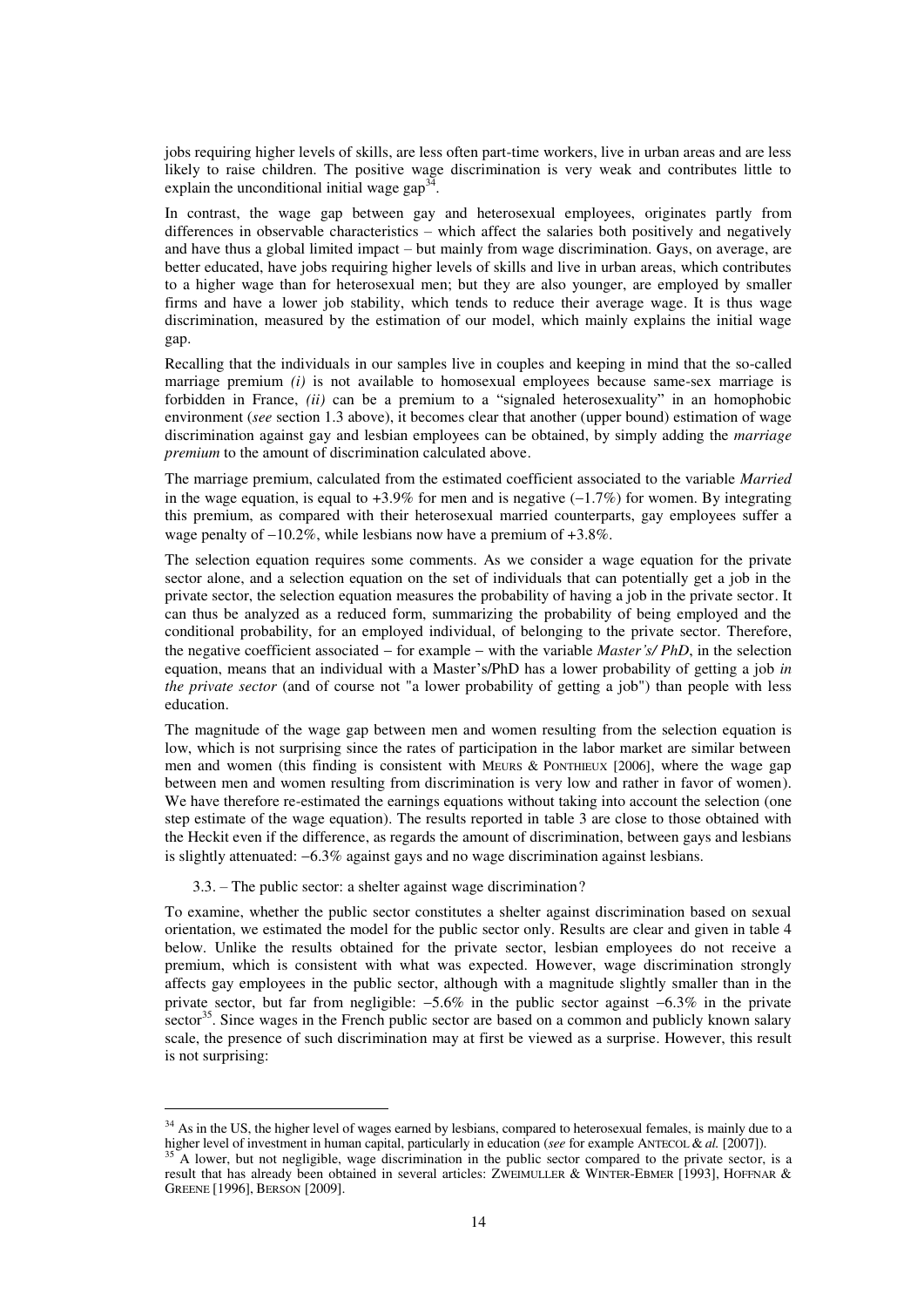jobs requiring higher levels of skills, are less often part-time workers, live in urban areas and are less likely to raise children. The positive wage discrimination is very weak and contributes little to explain the unconditional initial wage gap[34].

In contrast, the wage gap between gay and heterosexual employees, originates partly from differences in observable characteristics – which affect the salaries both positively and negatively and have thus a global limited impact – but mainly from wage discrimination. Gays, on average, are better educated, have jobs requiring higher levels of skills and live in urban areas, which contributes to a higher wage than for heterosexual men; but they are also younger, are employed by smaller firms and have a lower job stability, which tends to reduce their average wage. It is thus wage discrimination, measured by the estimation of our model, which mainly explains the initial wage gap.

Recalling that the individuals in our samples live in couples and keeping in mind that the so-called marriage premium *(i)* is not available to homosexual employees because same-sex marriage is forbidden in France, *(ii)* can be a premium to a "signaled heterosexuality" in an homophobic environment (*see* section 1.3 above), it becomes clear that another (upper bound) estimation of wage discrimination against gay and lesbian employees can be obtained, by simply adding the *marriage premium* to the amount of discrimination calculated above.

The marriage premium, calculated from the estimated coefficient associated to the variable *Married* in the wage equation, is equal to +3.9% for men and is negative (−1.7%) for women. By integrating this premium, as compared with their heterosexual married counterparts, gay employees suffer a wage penalty of −10.2%, while lesbians now have a premium of +3.8%.

The selection equation requires some comments. As we consider a wage equation for the private sector alone, and a selection equation on the set of individuals that can potentially get a job in the private sector, the selection equation measures the probability of having a job in the private sector. It can thus be analyzed as a reduced form, summarizing the probability of being employed and the conditional probability, for an employed individual, of belonging to the private sector. Therefore, the negative coefficient associated – for example – with the variable *Master's/ PhD*, in the selection equation, means that an individual with a Master's/PhD has a lower probability of getting a job *in the private sector* (and of course not "a lower probability of getting a job") than people with less education.

The magnitude of the wage gap between men and women resulting from the selection equation is low, which is not surprising since the rates of participation in the labor market are similar between men and women (this finding is consistent with MEURS & PONTHIEUX [2006], where the wage gap between men and women resulting from discrimination is very low and rather in favor of women). We have therefore re-estimated the earnings equations without taking into account the selection (one step estimate of the wage equation). The results reported in table 3 are close to those obtained with the Heckit even if the difference, as regards the amount of discrimination, between gays and lesbians is slightly attenuated: −6.3% against gays and no wage discrimination against lesbians.

### 3.3. – The public sector: a shelter against wage discrimination?

To examine, whether the public sector constitutes a shelter against discrimination based on sexual orientation, we estimated the model for the public sector only. Results are clear and given in table 4 below. Unlike the results obtained for the private sector, lesbian employees do not receive a premium, which is consistent with what was expected. However, wage discrimination strongly affects gay employees in the public sector, although with a magnitude slightly smaller than in the private sector, but far from negligible: −5.6% in the public sector against −6.3% in the private sector[35]. Since wages in the French public sector are based on a common and publicly known salary scale, the presence of such discrimination may at first be viewed as a surprise. However, this result is not surprising:

---

[34] As in the US, the higher level of wages earned by lesbians, compared to heterosexual females, is mainly due to a higher level of investment in human capital, particularly in education (*see* for example ANTECOL & *al.* [2007]).

[35] A lower, but not negligible, wage discrimination in the public sector compared to the private sector, is a result that has already been obtained in several articles: ZWEIMULLER & WINTER-EBMER [1993], HOFFNAR & GREENE [1996], BERSON [2009].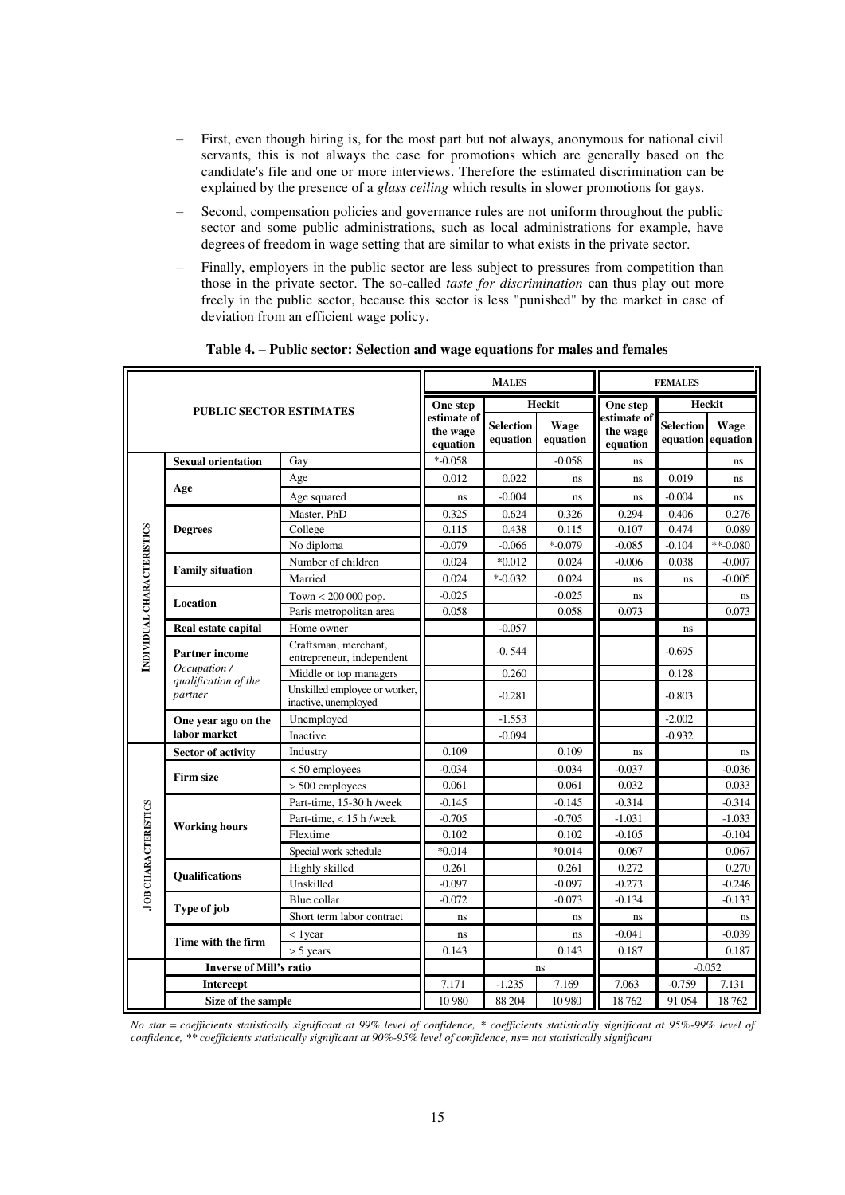- First, even though hiring is, for the most part but not always, anonymous for national civil servants, this is not always the case for promotions which are generally based on the candidate's file and one or more interviews. Therefore the estimated discrimination can be explained by the presence of a *glass ceiling* which results in slower promotions for gays.
- Second, compensation policies and governance rules are not uniform throughout the public sector and some public administrations, such as local administrations for example, have degrees of freedom in wage setting that are similar to what exists in the private sector.
- Finally, employers in the public sector are less subject to pressures from competition than those in the private sector. The so-called *taste for discrimination* can thus play out more freely in the public sector, because this sector is less "punished" by the market in case of deviation from an efficient wage policy.

**Table 4. – Public sector: Selection and wage equations for males and females**

| PUBLIC SECTOR ESTIMATES | | | MALES | | | FEMALES | | |
|---|---|---|---|---|---|---|---|---|
| | | | One step estimate of the wage equation | Heckit | | One step estimate of the wage equation | Heckit | |
| | | | | Selection equation | Wage equation | | Selection equation | Wage equation |
| INDIVIDUAL CHARACTERISTICS | Sexual orientation | Gay | *-0.058 | | -0.058 | ns | | ns |
| | Age | Age | 0.012 | 0.022 | ns | ns | 0.019 | ns |
| | | Age squared | ns | -0.004 | ns | ns | -0.004 | ns |
| | Degrees | Master, PhD | 0.325 | 0.624 | 0.326 | 0.294 | 0.406 | 0.276 |
| | | College | 0.115 | 0.438 | 0.115 | 0.107 | 0.474 | 0.089 |
| | | No diploma | -0.079 | -0.066 | *-0.079 | -0.085 | -0.104 | **-0.080 |
| | Family situation | Number of children | 0.024 | *0.012 | 0.024 | -0.006 | 0.038 | -0.007 |
| | | Married | 0.024 | *-0.032 | 0.024 | ns | ns | -0.005 |
| | Location | Town < 200 000 pop. | -0.025 | | -0.025 | ns | | ns |
| | | Paris metropolitan area | 0.058 | | 0.058 | 0.073 | | 0.073 |
| | Real estate capital | Home owner | | -0.057 | | | ns | |
| | Partner income *Occupation / qualification of the partner* | Craftsman, merchant, entrepreneur, independent | | -0. 544 | | | -0.695 | |
| | | Middle or top managers | | 0.260 | | | 0.128 | |
| | | Unskilled employee or worker, inactive, unemployed | | -0.281 | | | -0.803 | |
| | One year ago on the labor market | Unemployed | | -1.553 | | | -2.002 | |
| | | Inactive | | -0.094 | | | -0.932 | |
| JOB CHARACTERISTICS | Sector of activity | Industry | 0.109 | | 0.109 | ns | | ns |
| | Firm size | < 50 employees | -0.034 | | -0.034 | -0.037 | | -0.036 |
| | | > 500 employees | 0.061 | | 0.061 | 0.032 | | 0.033 |
| | Working hours | Part-time, 15-30 h /week | -0.145 | | -0.145 | -0.314 | | -0.314 |
| | | Part-time, < 15 h /week | -0.705 | | -0.705 | -1.031 | | -1.033 |
| | | Flextime | 0.102 | | 0.102 | -0.105 | | -0.104 |
| | | Special work schedule | *0.014 | | *0.014 | 0.067 | | 0.067 |
| | Qualifications | Highly skilled | 0.261 | | 0.261 | 0.272 | | 0.270 |
| | | Unskilled | -0.097 | | -0.097 | -0.273 | | -0.246 |
| | Type of job | Blue collar | -0.072 | | -0.073 | -0.134 | | -0.133 |
| | | Short term labor contract | ns | | ns | ns | | ns |
| | Time with the firm | < 1year | ns | | ns | -0.041 | | -0.039 |
| | | > 5 years | 0.143 | | 0.143 | 0.187 | | 0.187 |
| | Inverse of Mill's ratio | | | ns | | | -0.052 | |
| | Intercept | | 7,171 | -1.235 | 7.169 | 7.063 | -0.759 | 7.131 |
| | Size of the sample | | 10 980 | 88 204 | 10 980 | 18 762 | 91 054 | 18 762 |

*No star = coefficients statistically significant at 99% level of confidence, * coefficients statistically significant at 95%-99% level of confidence, ** coefficients statistically significant at 90%-95% level of confidence, ns= not statistically significant*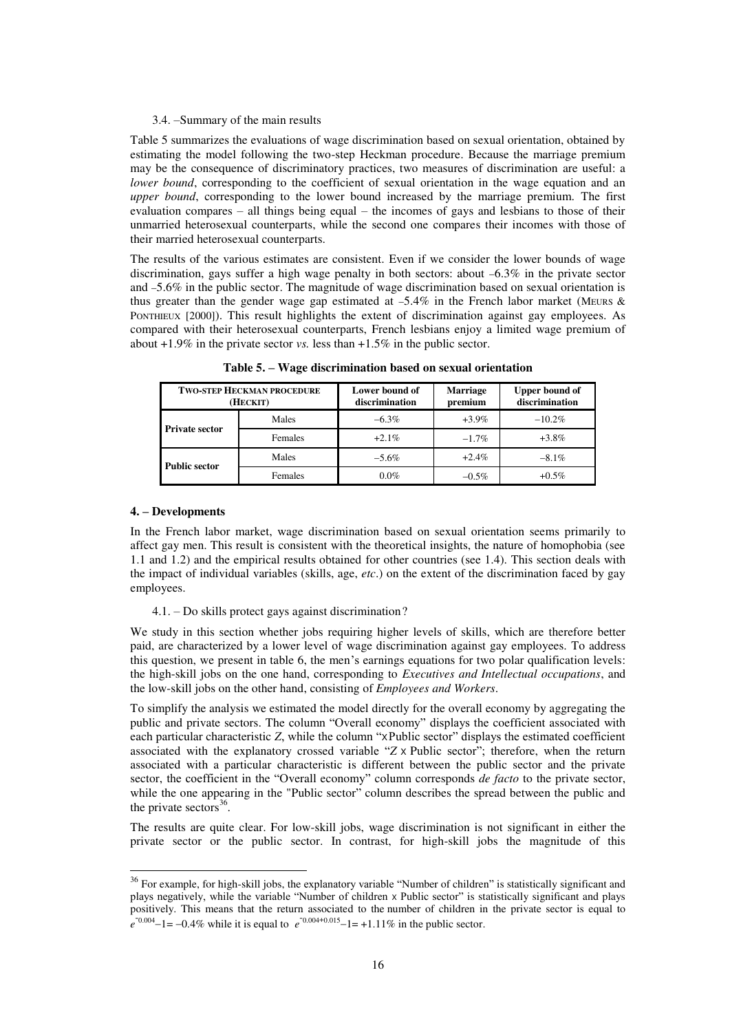3.4. –Summary of the main results

Table 5 summarizes the evaluations of wage discrimination based on sexual orientation, obtained by estimating the model following the two-step Heckman procedure. Because the marriage premium may be the consequence of discriminatory practices, two measures of discrimination are useful: a *lower bound*, corresponding to the coefficient of sexual orientation in the wage equation and an *upper bound*, corresponding to the lower bound increased by the marriage premium. The first evaluation compares – all things being equal – the incomes of gays and lesbians to those of their unmarried heterosexual counterparts, while the second one compares their incomes with those of their married heterosexual counterparts.

The results of the various estimates are consistent. Even if we consider the lower bounds of wage discrimination, gays suffer a high wage penalty in both sectors: about –6.3% in the private sector and –5.6% in the public sector. The magnitude of wage discrimination based on sexual orientation is thus greater than the gender wage gap estimated at –5.4% in the French labor market (Meurs & Ponthieux [2000]). This result highlights the extent of discrimination against gay employees. As compared with their heterosexual counterparts, French lesbians enjoy a limited wage premium of about +1.9% in the private sector *vs.* less than +1.5% in the public sector.

**Table 5. – Wage discrimination based on sexual orientation**

| Two-step Heckman procedure (Heckit) | | Lower bound of discrimination | Marriage premium | Upper bound of discrimination |
|---|---|---|---|---|
| Private sector | Males | –6.3% | +3.9% | –10.2% |
| | Females | +2.1% | –1.7% | +3.8% |
| Public sector | Males | –5.6% | +2.4% | –8.1% |
| | Females | 0.0% | –0.5% | +0.5% |

## 4. – Developments

In the French labor market, wage discrimination based on sexual orientation seems primarily to affect gay men. This result is consistent with the theoretical insights, the nature of homophobia (see 1.1 and 1.2) and the empirical results obtained for other countries (see 1.4). This section deals with the impact of individual variables (skills, age, *etc*.) on the extent of the discrimination faced by gay employees.

4.1. – Do skills protect gays against discrimination?

We study in this section whether jobs requiring higher levels of skills, which are therefore better paid, are characterized by a lower level of wage discrimination against gay employees. To address this question, we present in table 6, the men's earnings equations for two polar qualification levels: the high-skill jobs on the one hand, corresponding to *Executives and Intellectual occupations*, and the low-skill jobs on the other hand, consisting of *Employees and Workers*.

To simplify the analysis we estimated the model directly for the overall economy by aggregating the public and private sectors. The column "Overall economy" displays the coefficient associated with each particular characteristic *Z*, while the column "x Public sector" displays the estimated coefficient associated with the explanatory crossed variable "*Z* x Public sector"; therefore, when the return associated with a particular characteristic is different between the public sector and the private sector, the coefficient in the "Overall economy" column corresponds *de facto* to the private sector, while the one appearing in the "Public sector" column describes the spread between the public and the private sectors[36].

The results are quite clear. For low-skill jobs, wage discrimination is not significant in either the private sector or the public sector. In contrast, for high-skill jobs the magnitude of this

[36] For example, for high-skill jobs, the explanatory variable "Number of children" is statistically significant and plays negatively, while the variable "Number of children x Public sector" is statistically significant and plays positively. This means that the return associated to the number of children in the private sector is equal to $e^{-0.004}-1 = -0.4\%$ while it is equal to $e^{-0.004+0.015}-1 = +1.11\%$ in the public sector.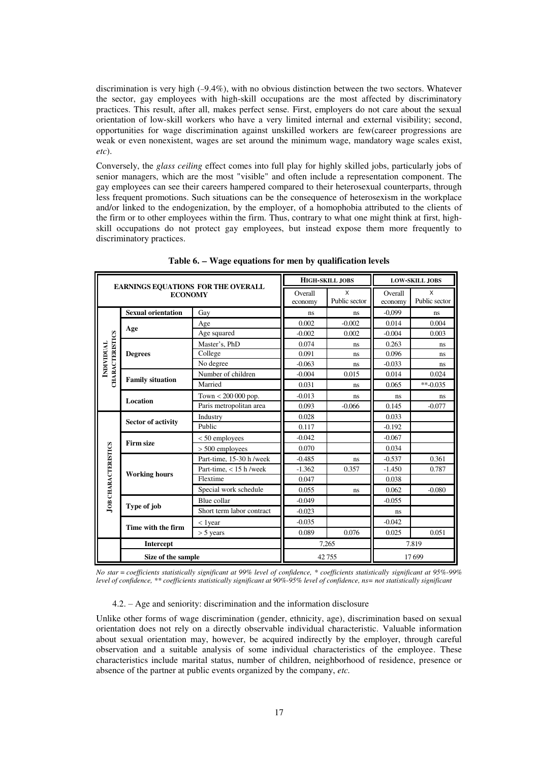discrimination is very high (–9.4%), with no obvious distinction between the two sectors. Whatever the sector, gay employees with high-skill occupations are the most affected by discriminatory practices. This result, after all, makes perfect sense. First, employers do not care about the sexual orientation of low-skill workers who have a very limited internal and external visibility; second, opportunities for wage discrimination against unskilled workers are few(career progressions are weak or even nonexistent, wages are set around the minimum wage, mandatory wage scales exist, *etc*).

Conversely, the *glass ceiling* effect comes into full play for highly skilled jobs, particularly jobs of senior managers, which are the most "visible" and often include a representation component. The gay employees can see their careers hampered compared to their heterosexual counterparts, through less frequent promotions. Such situations can be the consequence of heterosexism in the workplace and/or linked to the endogenization, by the employer, of a homophobia attributed to the clients of the firm or to other employees within the firm. Thus, contrary to what one might think at first, high-skill occupations do not protect gay employees, but instead expose them more frequently to discriminatory practices.

**Table 6. – Wage equations for men by qualification levels**

| EARNINGS EQUATIONS FOR THE OVERALL ECONOMY | | | HIGH-SKILL JOBS | | LOW-SKILL JOBS | |
|---|---|---|---|---|---|---|
| | | | Overall economy | X Public sector | Overall economy | X Public sector |
| INDIVIDUAL CHARACTERISTICS | Sexual orientation | Gay | ns | ns | -0,099 | ns |
| | Age | Age | 0.002 | -0.002 | 0.014 | 0.004 |
| | | Age squared | -0.002 | 0.002 | -0.004 | 0.003 |
| | Degrees | Master's, PhD | 0.074 | ns | 0.263 | ns |
| | | College | 0.091 | ns | 0.096 | ns |
| | | No degree | -0.063 | ns | -0.033 | ns |
| | Family situation | Number of children | -0.004 | 0.015 | 0.014 | 0.024 |
| | | Married | 0.031 | ns | 0.065 | **-0.035 |
| | Location | Town < 200 000 pop. | -0.013 | ns | ns | ns |
| | | Paris metropolitan area | 0.093 | -0.066 | 0.145 | -0.077 |
| JOB CHARACTERISTICS | Sector of activity | Industry | 0.028 | | 0.033 | |
| | | Public | 0.117 | | -0.192 | |
| | Firm size | < 50 employees | -0.042 | | -0.067 | |
| | | > 500 employees | 0.070 | | 0.034 | |
| | Working hours | Part-time, 15-30 h /week | -0.485 | ns | -0.537 | 0.361 |
| | | Part-time, < 15 h /week | -1.362 | 0.357 | -1.450 | 0.787 |
| | | Flextime | 0.047 | | 0.038 | |
| | | Special work schedule | 0.055 | ns | 0.062 | -0.080 |
| | Type of job | Blue collar | -0.049 | | -0.055 | |
| | | Short term labor contract | -0.023 | | ns | |
| | Time with the firm | < 1year | -0.035 | | -0.042 | |
| | | > 5 years | 0.089 | 0.076 | 0.025 | 0.051 |
| | Intercept | | 7,265 | | 7.819 | |
| | Size of the sample | | 42 755 | | 17 699 | |

*No star = coefficients statistically significant at 99% level of confidence, * coefficients statistically significant at 95%-99% level of confidence, ** coefficients statistically significant at 90%-95% level of confidence, ns= not statistically significant*

4.2. – Age and seniority: discrimination and the information disclosure

Unlike other forms of wage discrimination (gender, ethnicity, age), discrimination based on sexual orientation does not rely on a directly observable individual characteristic. Valuable information about sexual orientation may, however, be acquired indirectly by the employer, through careful observation and a suitable analysis of some individual characteristics of the employee. These characteristics include marital status, number of children, neighborhood of residence, presence or absence of the partner at public events organized by the company, *etc.*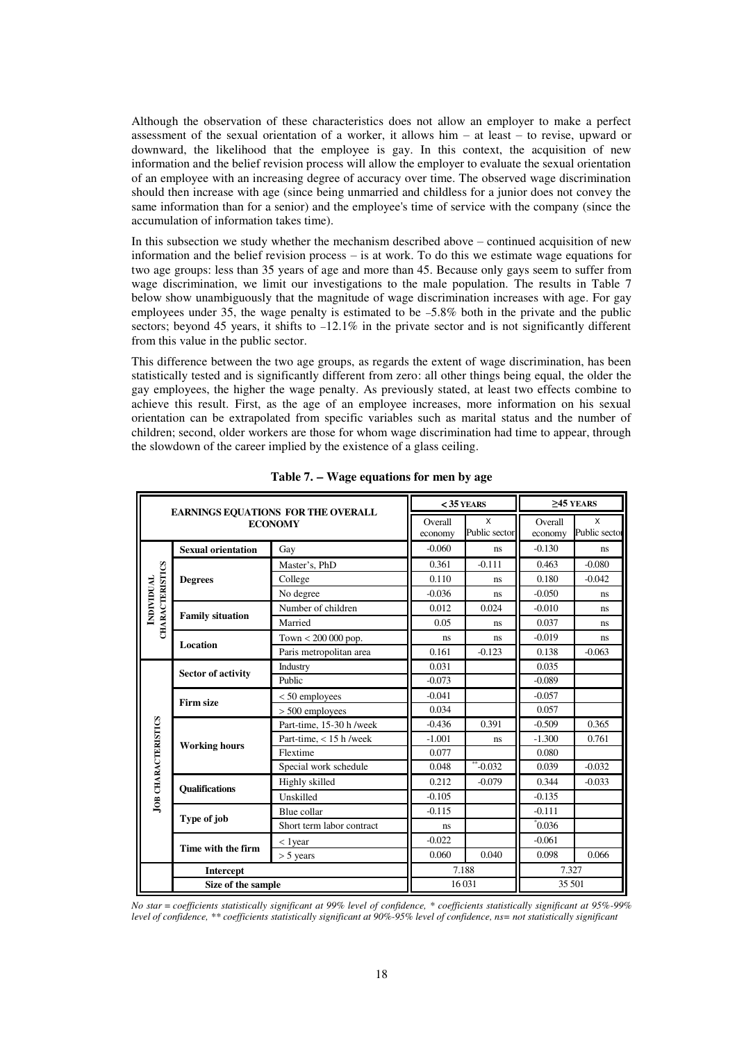Although the observation of these characteristics does not allow an employer to make a perfect assessment of the sexual orientation of a worker, it allows him – at least – to revise, upward or downward, the likelihood that the employee is gay. In this context, the acquisition of new information and the belief revision process will allow the employer to evaluate the sexual orientation of an employee with an increasing degree of accuracy over time. The observed wage discrimination should then increase with age (since being unmarried and childless for a junior does not convey the same information than for a senior) and the employee's time of service with the company (since the accumulation of information takes time).

In this subsection we study whether the mechanism described above – continued acquisition of new information and the belief revision process – is at work. To do this we estimate wage equations for two age groups: less than 35 years of age and more than 45. Because only gays seem to suffer from wage discrimination, we limit our investigations to the male population. The results in Table 7 below show unambiguously that the magnitude of wage discrimination increases with age. For gay employees under 35, the wage penalty is estimated to be –5.8% both in the private and the public sectors; beyond 45 years, it shifts to –12.1% in the private sector and is not significantly different from this value in the public sector.

This difference between the two age groups, as regards the extent of wage discrimination, has been statistically tested and is significantly different from zero: all other things being equal, the older the gay employees, the higher the wage penalty. As previously stated, at least two effects combine to achieve this result. First, as the age of an employee increases, more information on his sexual orientation can be extrapolated from specific variables such as marital status and the number of children; second, older workers are those for whom wage discrimination had time to appear, through the slowdown of the career implied by the existence of a glass ceiling.

**Table 7. – Wage equations for men by age**

| EARNINGS EQUATIONS FOR THE OVERALL ECONOMY | | | < 35 YEARS | | ≥45 YEARS | |
|---|---|---|---|---|---|---|
| | | | Overall economy | X Public sector | Overall economy | X Public sector |
| INDIVIDUAL CHARACTERISTICS | Sexual orientation | Gay | -0.060 | ns | -0.130 | ns |
| | Degrees | Master's, PhD | 0.361 | -0.111 | 0.463 | -0.080 |
| | | College | 0.110 | ns | 0.180 | -0.042 |
| | | No degree | -0.036 | ns | -0.050 | ns |
| | Family situation | Number of children | 0.012 | 0.024 | -0.010 | ns |
| | | Married | 0.05 | ns | 0.037 | ns |
| | Location | Town < 200 000 pop. | ns | ns | -0.019 | ns |
| | | Paris metropolitan area | 0.161 | -0.123 | 0.138 | -0.063 |
| JOB CHARACTERISTICS | Sector of activity | Industry | 0.031 | | 0.035 | |
| | | Public | -0.073 | | -0.089 | |
| | Firm size | < 50 employees | -0.041 | | -0.057 | |
| | | > 500 employees | 0.034 | | 0.057 | |
| | Working hours | Part-time, 15-30 h /week | -0.436 | 0.391 | -0.509 | 0.365 |
| | | Part-time, < 15 h /week | -1.001 | ns | -1.300 | 0.761 |
| | | Flextime | 0.077 | | 0.080 | |
| | | Special work schedule | 0.048 | **-0.032 | 0.039 | -0.032 |
| | Qualifications | Highly skilled | 0.212 | -0.079 | 0.344 | -0.033 |
| | | Unskilled | -0.105 | | -0.135 | |
| | Type of job | Blue collar | -0.115 | | -0.111 | |
| | | Short term labor contract | ns | | *0.036 | |
| | Time with the firm | < 1year | -0.022 | | -0.061 | |
| | | > 5 years | 0.060 | 0.040 | 0.098 | 0.066 |
| | Intercept | | 7.188 | | 7.327 | |
| | Size of the sample | | 16 031 | | 35 501 | |

*No star = coefficients statistically significant at 99% level of confidence, * coefficients statistically significant at 95%-99% level of confidence, ** coefficients statistically significant at 90%-95% level of confidence, ns= not statistically significant*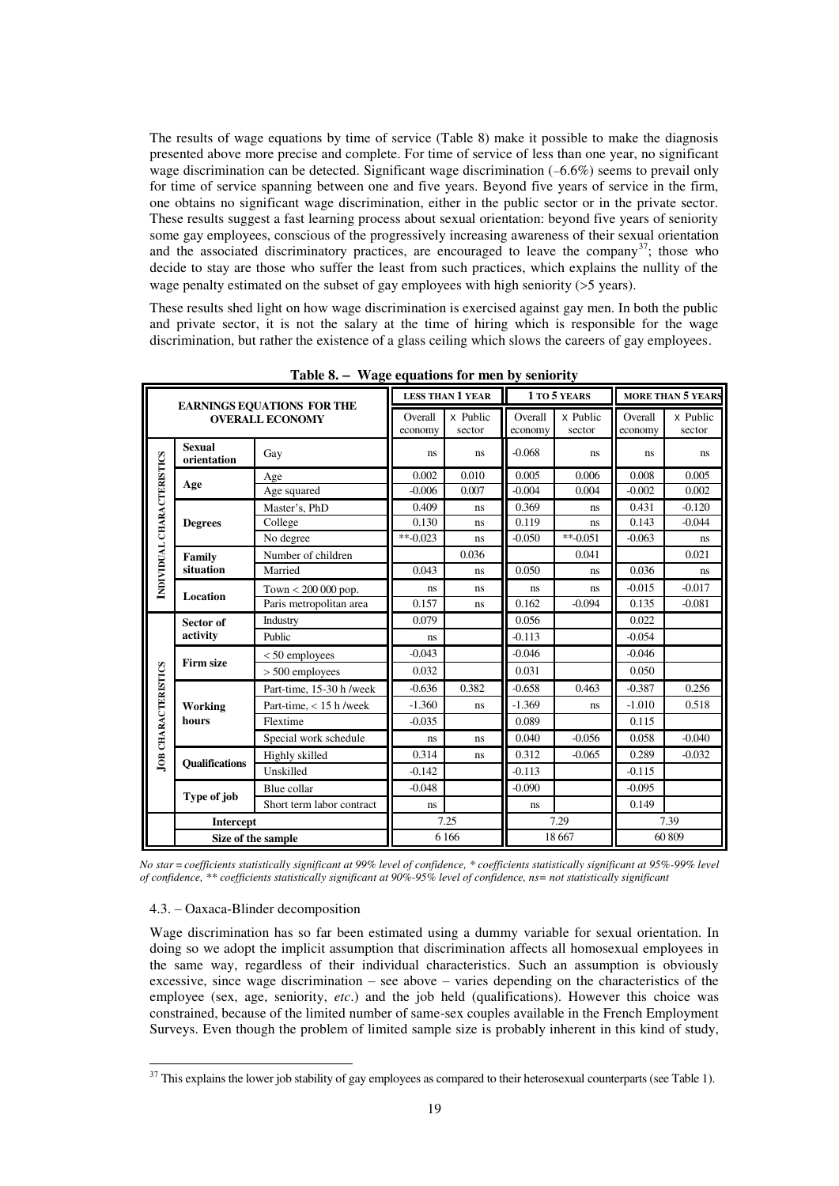The results of wage equations by time of service (Table 8) make it possible to make the diagnosis presented above more precise and complete. For time of service of less than one year, no significant wage discrimination can be detected. Significant wage discrimination (–6.6%) seems to prevail only for time of service spanning between one and five years. Beyond five years of service in the firm, one obtains no significant wage discrimination, either in the public sector or in the private sector. These results suggest a fast learning process about sexual orientation: beyond five years of seniority some gay employees, conscious of the progressively increasing awareness of their sexual orientation and the associated discriminatory practices, are encouraged to leave the company[37]; those who decide to stay are those who suffer the least from such practices, which explains the nullity of the wage penalty estimated on the subset of gay employees with high seniority (>5 years).

These results shed light on how wage discrimination is exercised against gay men. In both the public and private sector, it is not the salary at the time of hiring which is responsible for the wage discrimination, but rather the existence of a glass ceiling which slows the careers of gay employees.

**Table 8. – Wage equations for men by seniority**

| EARNINGS EQUATIONS FOR THE OVERALL ECONOMY | | | LESS THAN 1 YEAR | | 1 TO 5 YEARS | | MORE THAN 5 YEARS | |
|---|---|---|---|---|---|---|---|---|
| | | | Overall economy | x Public sector | Overall economy | x Public sector | Overall economy | x Public sector |
| INDIVIDUAL CHARACTERISTICS | Sexual orientation | Gay | ns | ns | -0.068 | ns | ns | ns |
| | Age | Age | 0.002 | 0.010 | 0.005 | 0.006 | 0.008 | 0.005 |
| | | Age squared | -0.006 | 0.007 | -0.004 | 0.004 | -0.002 | 0.002 |
| | Degrees | Master's, PhD | 0.409 | ns | 0.369 | ns | 0.431 | -0.120 |
| | | College | 0.130 | ns | 0.119 | ns | 0.143 | -0.044 |
| | | No degree | **-0.023 | ns | -0.050 | **-0.051 | -0.063 | ns |
| | Family situation | Number of children | | 0.036 | | 0.041 | | 0.021 |
| | | Married | 0.043 | ns | 0.050 | ns | 0.036 | ns |
| | Location | Town < 200 000 pop. | ns | ns | ns | ns | -0.015 | -0.017 |
| | | Paris metropolitan area | 0.157 | ns | 0.162 | -0.094 | 0.135 | -0.081 |
| JOB CHARACTERISTICS | Sector of activity | Industry | 0.079 | | 0.056 | | 0.022 | |
| | | Public | ns | | -0.113 | | -0.054 | |
| | Firm size | < 50 employees | -0.043 | | -0.046 | | -0.046 | |
| | | > 500 employees | 0.032 | | 0.031 | | 0.050 | |
| | Working hours | Part-time, 15-30 h /week | -0.636 | 0.382 | -0.658 | 0.463 | -0.387 | 0.256 |
| | | Part-time, < 15 h /week | -1.360 | ns | -1.369 | ns | -1.010 | 0.518 |
| | | Flextime | -0.035 | | 0.089 | | 0.115 | |
| | | Special work schedule | ns | ns | 0.040 | -0.056 | 0.058 | -0.040 |
| | Qualifications | Highly skilled | 0.314 | ns | 0.312 | -0.065 | 0.289 | -0.032 |
| | | Unskilled | -0.142 | | -0.113 | | -0.115 | |
| | Type of job | Blue collar | -0.048 | | -0.090 | | -0.095 | |
| | | Short term labor contract | ns | | ns | | 0.149 | |
| | Intercept | | 7.25 | | 7.29 | | 7.39 | |
| | Size of the sample | | 6 166 | | 18 667 | | 60 809 | |

*No star = coefficients statistically significant at 99% level of confidence, \* coefficients statistically significant at 95%-99% level of confidence, \*\* coefficients statistically significant at 90%-95% level of confidence, ns= not statistically significant*

### 4.3. – Oaxaca-Blinder decomposition

Wage discrimination has so far been estimated using a dummy variable for sexual orientation. In doing so we adopt the implicit assumption that discrimination affects all homosexual employees in the same way, regardless of their individual characteristics. Such an assumption is obviously excessive, since wage discrimination – see above – varies depending on the characteristics of the employee (sex, age, seniority, *etc*.) and the job held (qualifications). However this choice was constrained, because of the limited number of same-sex couples available in the French Employment Surveys. Even though the problem of limited sample size is probably inherent in this kind of study,

[37] This explains the lower job stability of gay employees as compared to their heterosexual counterparts (see Table 1).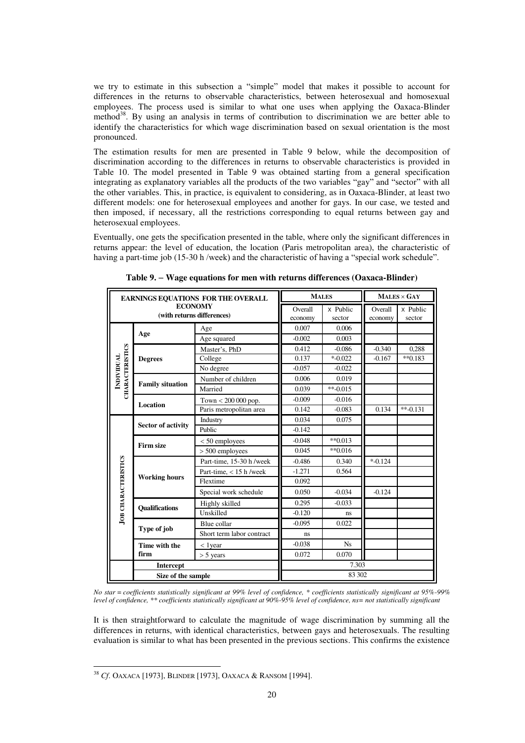we try to estimate in this subsection a "simple" model that makes it possible to account for differences in the returns to observable characteristics, between heterosexual and homosexual employees. The process used is similar to what one uses when applying the Oaxaca-Blinder method[38]. By using an analysis in terms of contribution to discrimination we are better able to identify the characteristics for which wage discrimination based on sexual orientation is the most pronounced.

The estimation results for men are presented in Table 9 below, while the decomposition of discrimination according to the differences in returns to observable characteristics is provided in Table 10. The model presented in Table 9 was obtained starting from a general specification integrating as explanatory variables all the products of the two variables "gay" and "sector" with all the other variables. This, in practice, is equivalent to considering, as in Oaxaca-Blinder, at least two different models: one for heterosexual employees and another for gays. In our case, we tested and then imposed, if necessary, all the restrictions corresponding to equal returns between gay and heterosexual employees.

Eventually, one gets the specification presented in the table, where only the significant differences in returns appear: the level of education, the location (Paris metropolitan area), the characteristic of having a part-time job (15-30 h /week) and the characteristic of having a "special work schedule".

**Table 9. – Wage equations for men with returns differences (Oaxaca-Blinder)**

| EARNINGS EQUATIONS FOR THE OVERALL ECONOMY (with returns differences) | | | MALES | | MALES × GAY | |
|---|---|---|---|---|---|---|
| | | | Overall economy | x Public sector | Overall economy | x Public sector |
| INDIVIDUAL CHARACTERISTICS | Age | Age | 0.007 | 0.006 | | |
| | | Age squared | -0.002 | 0.003 | | |
| | Degrees | Master's, PhD | 0.412 | -0.086 | -0.340 | 0,288 |
| | | College | 0.137 | *-0.022 | -0.167 | **0.183 |
| | | No degree | -0.057 | -0.022 | | |
| | Family situation | Number of children | 0.006 | 0.019 | | |
| | | Married | 0.039 | **-0.015 | | |
| | Location | Town < 200 000 pop. | -0.009 | -0.016 | | |
| | | Paris metropolitan area | 0.142 | -0.083 | 0.134 | **-0.131 |
| JOB CHARACTERISTICS | Sector of activity | Industry | 0.034 | 0.075 | | |
| | | Public | -0.142 | | | |
| | Firm size | < 50 employees | -0.048 | **0.013 | | |
| | | > 500 employees | 0.045 | **0.016 | | |
| | Working hours | Part-time, 15-30 h /week | -0.486 | 0.340 | *-0.124 | |
| | | Part-time, < 15 h /week | -1.271 | 0.564 | | |
| | | Flextime | 0.092 | | | |
| | | Special work schedule | 0.050 | -0.034 | -0.124 | |
| | Qualifications | Highly skilled | 0.295 | -0.033 | | |
| | | Unskilled | -0.120 | ns | | |
| | Type of job | Blue collar | -0.095 | 0.022 | | |
| | | Short term labor contract | ns | | | |
| | Time with the firm | < 1year | -0.038 | Ns | | |
| | | > 5 years | 0.072 | 0.070 | | |
| | Intercept | | 7.303 | | | |
| | Size of the sample | | 83 302 | | | |

*No star = coefficients statistically significant at 99% level of confidence, * coefficients statistically significant at 95%-99% level of confidence, ** coefficients statistically significant at 90%-95% level of confidence, ns= not statistically significant*

It is then straightforward to calculate the magnitude of wage discrimination by summing all the differences in returns, with identical characteristics, between gays and heterosexuals. The resulting evaluation is similar to what has been presented in the previous sections. This confirms the existence

[38] *Cf.* OAXACA [1973], BLINDER [1973], OAXACA & RANSOM [1994].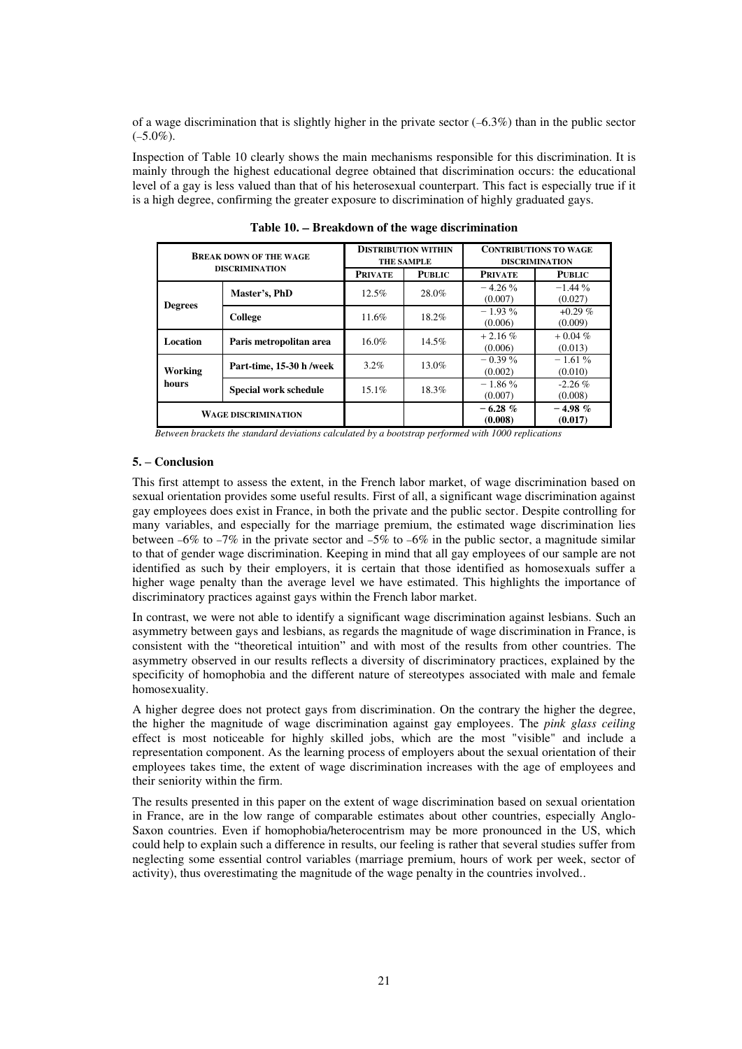of a wage discrimination that is slightly higher in the private sector (–6.3%) than in the public sector (–5.0%).

Inspection of Table 10 clearly shows the main mechanisms responsible for this discrimination. It is mainly through the highest educational degree obtained that discrimination occurs: the educational level of a gay is less valued than that of his heterosexual counterpart. This fact is especially true if it is a high degree, confirming the greater exposure to discrimination of highly graduated gays.

**Table 10. – Breakdown of the wage discrimination**

| Break down of the wage discrimination | | Distribution within the sample | | Contributions to wage discrimination | |
|---|---|---|---|---|---|
| | | **Private** | **Public** | **Private** | **Public** |
| **Degrees** | **Master's, PhD** | 12.5% | 28.0% | − 4.26 % (0.007) | −1.44 % (0.027) |
| | **College** | 11.6% | 18.2% | − 1.93 % (0.006) | +0.29 % (0.009) |
| **Location** | **Paris metropolitan area** | 16.0% | 14.5% | + 2.16 % (0.006) | + 0.04 % (0.013) |
| **Working hours** | **Part-time, 15-30 h /week** | 3.2% | 13.0% | − 0.39 % (0.002) | − 1.61 % (0.010) |
| | **Special work schedule** | 15.1% | 18.3% | − 1.86 % (0.007) | -2.26 % (0.008) |
| **Wage discrimination** | | | | **− 6.28 % (0.008)** | **− 4.98 % (0.017)** |

*Between brackets the standard deviations calculated by a bootstrap performed with 1000 replications*

### 5. – Conclusion

This first attempt to assess the extent, in the French labor market, of wage discrimination based on sexual orientation provides some useful results. First of all, a significant wage discrimination against gay employees does exist in France, in both the private and the public sector. Despite controlling for many variables, and especially for the marriage premium, the estimated wage discrimination lies between –6% to –7% in the private sector and –5% to –6% in the public sector, a magnitude similar to that of gender wage discrimination. Keeping in mind that all gay employees of our sample are not identified as such by their employers, it is certain that those identified as homosexuals suffer a higher wage penalty than the average level we have estimated. This highlights the importance of discriminatory practices against gays within the French labor market.

In contrast, we were not able to identify a significant wage discrimination against lesbians. Such an asymmetry between gays and lesbians, as regards the magnitude of wage discrimination in France, is consistent with the "theoretical intuition" and with most of the results from other countries. The asymmetry observed in our results reflects a diversity of discriminatory practices, explained by the specificity of homophobia and the different nature of stereotypes associated with male and female homosexuality.

A higher degree does not protect gays from discrimination. On the contrary the higher the degree, the higher the magnitude of wage discrimination against gay employees. The *pink glass ceiling* effect is most noticeable for highly skilled jobs, which are the most "visible" and include a representation component. As the learning process of employers about the sexual orientation of their employees takes time, the extent of wage discrimination increases with the age of employees and their seniority within the firm.

The results presented in this paper on the extent of wage discrimination based on sexual orientation in France, are in the low range of comparable estimates about other countries, especially Anglo-Saxon countries. Even if homophobia/heterocentrism may be more pronounced in the US, which could help to explain such a difference in results, our feeling is rather that several studies suffer from neglecting some essential control variables (marriage premium, hours of work per week, sector of activity), thus overestimating the magnitude of the wage penalty in the countries involved..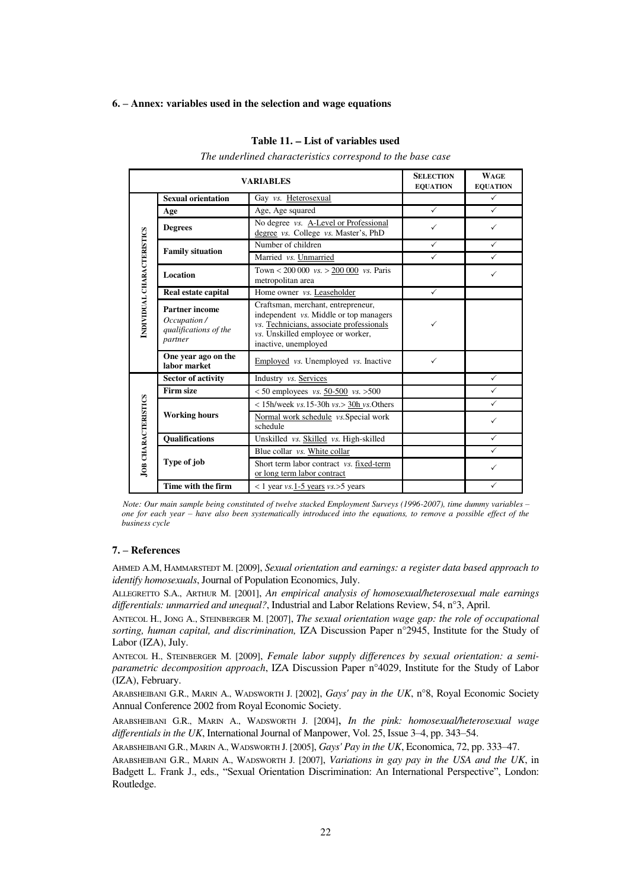### 6. – Annex: variables used in the selection and wage equations

**Table 11. – List of variables used**

*The underlined characteristics correspond to the base case*

| VARIABLES | | | SELECTION EQUATION | WAGE EQUATION |
|---|---|---|---|---|
| INDIVIDUAL CHARACTERISTICS | **Sexual orientation** | Gay *vs.* <u>Heterosexual</u> | | ✓ |
| | **Age** | Age, Age squared | ✓ | ✓ |
| | **Degrees** | No degree *vs.* <u>A-Level or Professional degree</u> *vs.* College *vs.* Master's, PhD | ✓ | ✓ |
| | **Family situation** | Number of children | ✓ | ✓ |
| | | Married *vs.* <u>Unmarried</u> | ✓ | ✓ |
| | **Location** | Town < 200 000 *vs.* > <u>200 000</u> *vs.* Paris metropolitan area | | ✓ |
| | **Real estate capital** | Home owner *vs.* <u>Leaseholder</u> | ✓ | |
| | **Partner income** *Occupation / qualifications of the partner* | Craftsman, merchant, entrepreneur, independent *vs.* Middle or top managers *vs.* <u>Technicians, associate professionals</u> *vs.* Unskilled employee or worker, inactive, unemployed | ✓ | |
| | **One year ago on the labor market** | <u>Employed</u> *vs.* Unemployed *vs.* Inactive | ✓ | |
| JOB CHARACTERISTICS | **Sector of activity** | Industry *vs.* <u>Services</u> | | ✓ |
| | **Firm size** | < 50 employees *vs.* <u>50-500</u> *vs.* >500 | | ✓ |
| | **Working hours** | < 15h/week *vs.* 15-30h *vs.* > <u>30h</u> *vs.* Others | | ✓ |
| | | <u>Normal work schedule</u> *vs.* Special work schedule | | ✓ |
| | **Qualifications** | Unskilled *vs.* <u>Skilled</u> *vs.* High-skilled | | ✓ |
| | **Type of job** | Blue collar *vs.* <u>White collar</u> | | ✓ |
| | | Short term labor contract *vs.* <u>fixed-term or long term labor contract</u> | | ✓ |
| | **Time with the firm** | < 1 year *vs.* <u>1-5 years</u> *vs.* >5 years | | ✓ |

*Note: Our main sample being constituted of twelve stacked Employment Surveys (1996-2007), time dummy variables – one for each year – have also been systematically introduced into the equations, to remove a possible effect of the business cycle*

### 7. – References

AHMED A.M, HAMMARSTEDT M. [2009], *Sexual orientation and earnings: a register data based approach to identify homosexuals*, Journal of Population Economics, July.

ALLEGRETTO S.A., ARTHUR M. [2001], *An empirical analysis of homosexual/heterosexual male earnings differentials: unmarried and unequal?*, Industrial and Labor Relations Review, 54, n°3, April.

ANTECOL H., JONG A., STEINBERGER M. [2007], *The sexual orientation wage gap: the role of occupational sorting, human capital, and discrimination,* IZA Discussion Paper n°2945, Institute for the Study of Labor (IZA), July.

ANTECOL H., STEINBERGER M. [2009], *Female labor supply differences by sexual orientation: a semi-parametric decomposition approach*, IZA Discussion Paper n°4029, Institute for the Study of Labor (IZA), February.

ARABSHEIBANI G.R., MARIN A., WADSWORTH J. [2002], *Gays' pay in the UK*, n°8, Royal Economic Society Annual Conference 2002 from Royal Economic Society.

ARABSHEIBANI G.R., MARIN A., WADSWORTH J. [2004], *In the pink: homosexual/heterosexual wage differentials in the UK*, International Journal of Manpower, Vol. 25, Issue 3–4, pp. 343–54.

ARABSHEIBANI G.R., MARIN A., WADSWORTH J. [2005], *Gays' Pay in the UK*, Economica, 72, pp. 333–47.

ARABSHEIBANI G.R., MARIN A., WADSWORTH J. [2007], *Variations in gay pay in the USA and the UK*, in Badgett L. Frank J., eds., "Sexual Orientation Discrimination: An International Perspective", London: Routledge.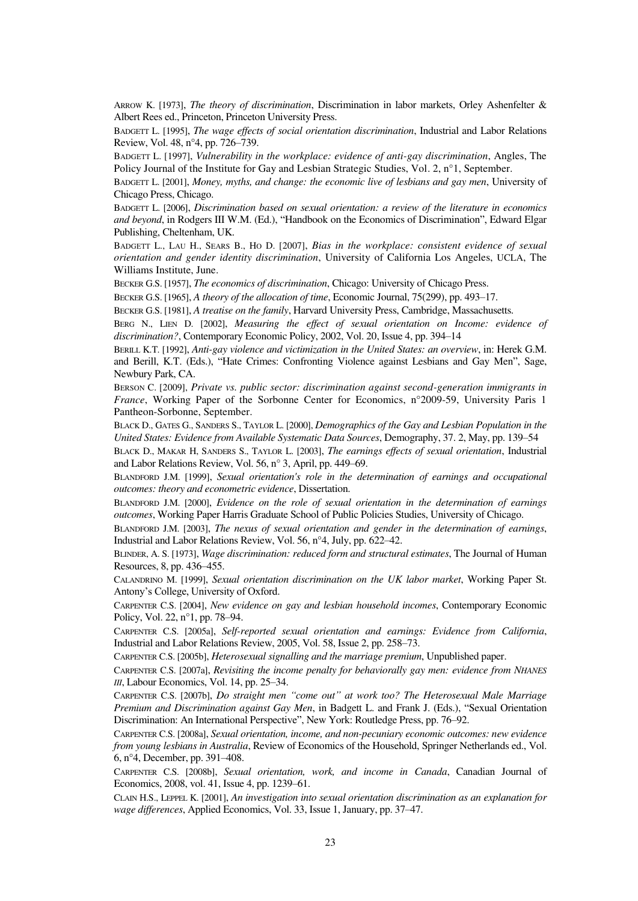ARROW K. [1973], *The theory of discrimination*, Discrimination in labor markets, Orley Ashenfelter & Albert Rees ed., Princeton, Princeton University Press.

BADGETT L. [1995], *The wage effects of social orientation discrimination*, Industrial and Labor Relations Review, Vol. 48, n°4, pp. 726–739.

BADGETT L. [1997], *Vulnerability in the workplace: evidence of anti-gay discrimination*, Angles, The Policy Journal of the Institute for Gay and Lesbian Strategic Studies, Vol. 2, n°1, September.

BADGETT L. [2001], *Money, myths, and change: the economic live of lesbians and gay men*, University of Chicago Press, Chicago.

BADGETT L. [2006], *Discrimination based on sexual orientation: a review of the literature in economics and beyond*, in Rodgers III W.M. (Ed.), "Handbook on the Economics of Discrimination", Edward Elgar Publishing, Cheltenham, UK.

BADGETT L., LAU H., SEARS B., HO D. [2007], *Bias in the workplace: consistent evidence of sexual orientation and gender identity discrimination*, University of California Los Angeles, UCLA, The Williams Institute, June.

BECKER G.S. [1957], *The economics of discrimination*, Chicago: University of Chicago Press.

BECKER G.S. [1965], *A theory of the allocation of time*, Economic Journal, 75(299), pp. 493–17.

BECKER G.S. [1981], *A treatise on the family*, Harvard University Press, Cambridge, Massachusetts.

BERG N., LIEN D. [2002], *Measuring the effect of sexual orientation on Income: evidence of discrimination?*, Contemporary Economic Policy, 2002, Vol. 20, Issue 4, pp. 394–14

BERILL K.T. [1992], *Anti-gay violence and victimization in the United States: an overview*, in: Herek G.M. and Berill, K.T. (Eds.), "Hate Crimes: Confronting Violence against Lesbians and Gay Men", Sage, Newbury Park, CA.

BERSON C. [2009], *Private vs. public sector: discrimination against second-generation immigrants in France*, Working Paper of the Sorbonne Center for Economics, n°2009-59, University Paris 1 Pantheon-Sorbonne, September.

BLACK D., GATES G., SANDERS S., TAYLOR L. [2000], *Demographics of the Gay and Lesbian Population in the United States: Evidence from Available Systematic Data Sources*, Demography, 37. 2, May, pp. 139–54

BLACK D., MAKAR H, SANDERS S., TAYLOR L. [2003], *The earnings effects of sexual orientation*, Industrial and Labor Relations Review, Vol. 56, n° 3, April, pp. 449–69.

BLANDFORD J.M. [1999], *Sexual orientation's role in the determination of earnings and occupational outcomes: theory and econometric evidence*, Dissertation.

BLANDFORD J.M. [2000], *Evidence on the role of sexual orientation in the determination of earnings outcomes*, Working Paper Harris Graduate School of Public Policies Studies, University of Chicago.

BLANDFORD J.M. [2003], *The nexus of sexual orientation and gender in the determination of earnings*, Industrial and Labor Relations Review, Vol. 56, n°4, July, pp. 622–42.

BLINDER, A. S. [1973], *Wage discrimination: reduced form and structural estimates*, The Journal of Human Resources, 8, pp. 436–455.

CALANDRINO M. [1999], *Sexual orientation discrimination on the UK labor market*, Working Paper St. Antony's College, University of Oxford.

CARPENTER C.S. [2004], *New evidence on gay and lesbian household incomes*, Contemporary Economic Policy, Vol. 22, n°1, pp. 78–94.

CARPENTER C.S. [2005a], *Self-reported sexual orientation and earnings: Evidence from California*, Industrial and Labor Relations Review, 2005, Vol. 58, Issue 2, pp. 258–73.

CARPENTER C.S. [2005b], *Heterosexual signalling and the marriage premium*, Unpublished paper.

CARPENTER C.S. [2007a], *Revisiting the income penalty for behaviorally gay men: evidence from NHANES III*, Labour Economics, Vol. 14, pp. 25–34.

CARPENTER C.S. [2007b], *Do straight men "come out" at work too? The Heterosexual Male Marriage Premium and Discrimination against Gay Men*, in Badgett L. and Frank J. (Eds.), "Sexual Orientation Discrimination: An International Perspective", New York: Routledge Press, pp. 76–92.

CARPENTER C.S. [2008a], *Sexual orientation, income, and non-pecuniary economic outcomes: new evidence from young lesbians in Australia*, Review of Economics of the Household, Springer Netherlands ed., Vol. 6, n°4, December, pp. 391–408.

CARPENTER C.S. [2008b], *Sexual orientation, work, and income in Canada*, Canadian Journal of Economics, 2008, vol. 41, Issue 4, pp. 1239–61.

CLAIN H.S., LEPPEL K. [2001], *An investigation into sexual orientation discrimination as an explanation for wage differences*, Applied Economics, Vol. 33, Issue 1, January, pp. 37–47.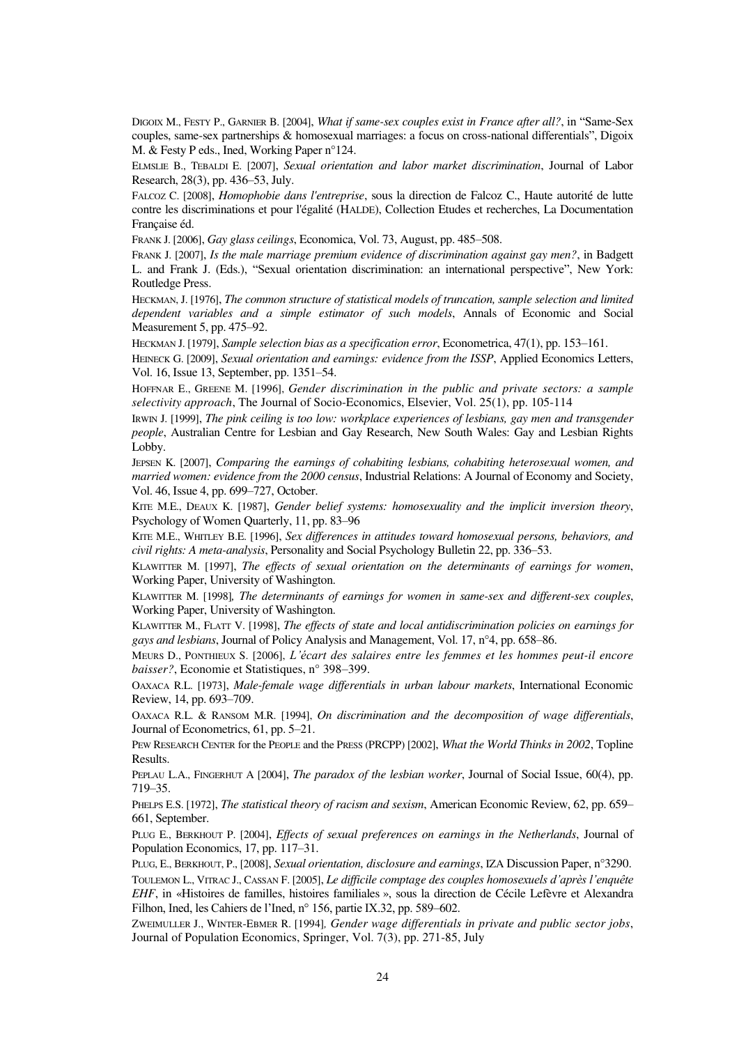DIGOIX M., FESTY P., GARNIER B. [2004], *What if same-sex couples exist in France after all?*, in "Same-Sex couples, same-sex partnerships & homosexual marriages: a focus on cross-national differentials", Digoix M. & Festy P eds., Ined, Working Paper n°124.

ELMSLIE B., TEBALDI E. [2007], *Sexual orientation and labor market discrimination*, Journal of Labor Research, 28(3), pp. 436–53, July.

FALCOZ C. [2008], *Homophobie dans l'entreprise*, sous la direction de Falcoz C., Haute autorité de lutte contre les discriminations et pour l'égalité (HALDE), Collection Etudes et recherches, La Documentation Française éd.

FRANK J. [2006], *Gay glass ceilings*, Economica, Vol. 73, August, pp. 485–508.

FRANK J. [2007], *Is the male marriage premium evidence of discrimination against gay men?*, in Badgett L. and Frank J. (Eds.), "Sexual orientation discrimination: an international perspective", New York: Routledge Press.

HECKMAN, J. [1976], *The common structure of statistical models of truncation, sample selection and limited dependent variables and a simple estimator of such models*, Annals of Economic and Social Measurement 5, pp. 475–92.

HECKMAN J. [1979], *Sample selection bias as a specification error*, Econometrica, 47(1), pp. 153–161.

HEINECK G. [2009], *Sexual orientation and earnings: evidence from the ISSP*, Applied Economics Letters, Vol. 16, Issue 13, September, pp. 1351–54.

HOFFNAR E., GREENE M. [1996], *Gender discrimination in the public and private sectors: a sample selectivity approach*, The Journal of Socio-Economics, Elsevier, Vol. 25(1), pp. 105-114

IRWIN J. [1999], *The pink ceiling is too low: workplace experiences of lesbians, gay men and transgender people*, Australian Centre for Lesbian and Gay Research, New South Wales: Gay and Lesbian Rights Lobby.

JEPSEN K. [2007], *Comparing the earnings of cohabiting lesbians, cohabiting heterosexual women, and married women: evidence from the 2000 census*, Industrial Relations: A Journal of Economy and Society, Vol. 46, Issue 4, pp. 699–727, October.

KITE M.E., DEAUX K. [1987], *Gender belief systems: homosexuality and the implicit inversion theory*, Psychology of Women Quarterly, 11, pp. 83–96

KITE M.E., WHITLEY B.E. [1996], *Sex differences in attitudes toward homosexual persons, behaviors, and civil rights: A meta-analysis*, Personality and Social Psychology Bulletin 22, pp. 336–53.

KLAWITTER M. [1997], *The effects of sexual orientation on the determinants of earnings for women*, Working Paper, University of Washington.

KLAWITTER M. [1998], *The determinants of earnings for women in same-sex and different-sex couples*, Working Paper, University of Washington.

KLAWITTER M., FLATT V. [1998], *The effects of state and local antidiscrimination policies on earnings for gays and lesbians*, Journal of Policy Analysis and Management, Vol. 17, n°4, pp. 658–86.

MEURS D., PONTHIEUX S. [2006], *L'écart des salaires entre les femmes et les hommes peut-il encore baisser?*, Economie et Statistiques, n° 398–399.

OAXACA R.L. [1973], *Male-female wage differentials in urban labour markets*, International Economic Review, 14, pp. 693–709.

OAXACA R.L. & RANSOM M.R. [1994], *On discrimination and the decomposition of wage differentials*, Journal of Econometrics, 61, pp. 5–21.

PEW RESEARCH CENTER for the PEOPLE and the PRESS (PRCPP) [2002], *What the World Thinks in 2002*, Topline Results.

PEPLAU L.A., FINGERHUT A [2004], *The paradox of the lesbian worker*, Journal of Social Issue, 60(4), pp. 719–35.

PHELPS E.S. [1972], *The statistical theory of racism and sexism*, American Economic Review, 62, pp. 659–661, September.

PLUG E., BERKHOUT P. [2004], *Effects of sexual preferences on earnings in the Netherlands*, Journal of Population Economics, 17, pp. 117–31.

PLUG, E., BERKHOUT, P., [2008], *Sexual orientation, disclosure and earnings*, IZA Discussion Paper, n°3290.

TOULEMON L., VITRAC J., CASSAN F. [2005], *Le difficile comptage des couples homosexuels d'après l'enquête EHF*, in «Histoires de familles, histoires familiales », sous la direction de Cécile Lefèvre et Alexandra Filhon, Ined, les Cahiers de l'Ined, n° 156, partie IX.32, pp. 589–602.

ZWEIMULLER J., WINTER-EBMER R. [1994], *Gender wage differentials in private and public sector jobs*, Journal of Population Economics, Springer, Vol. 7(3), pp. 271-85, July